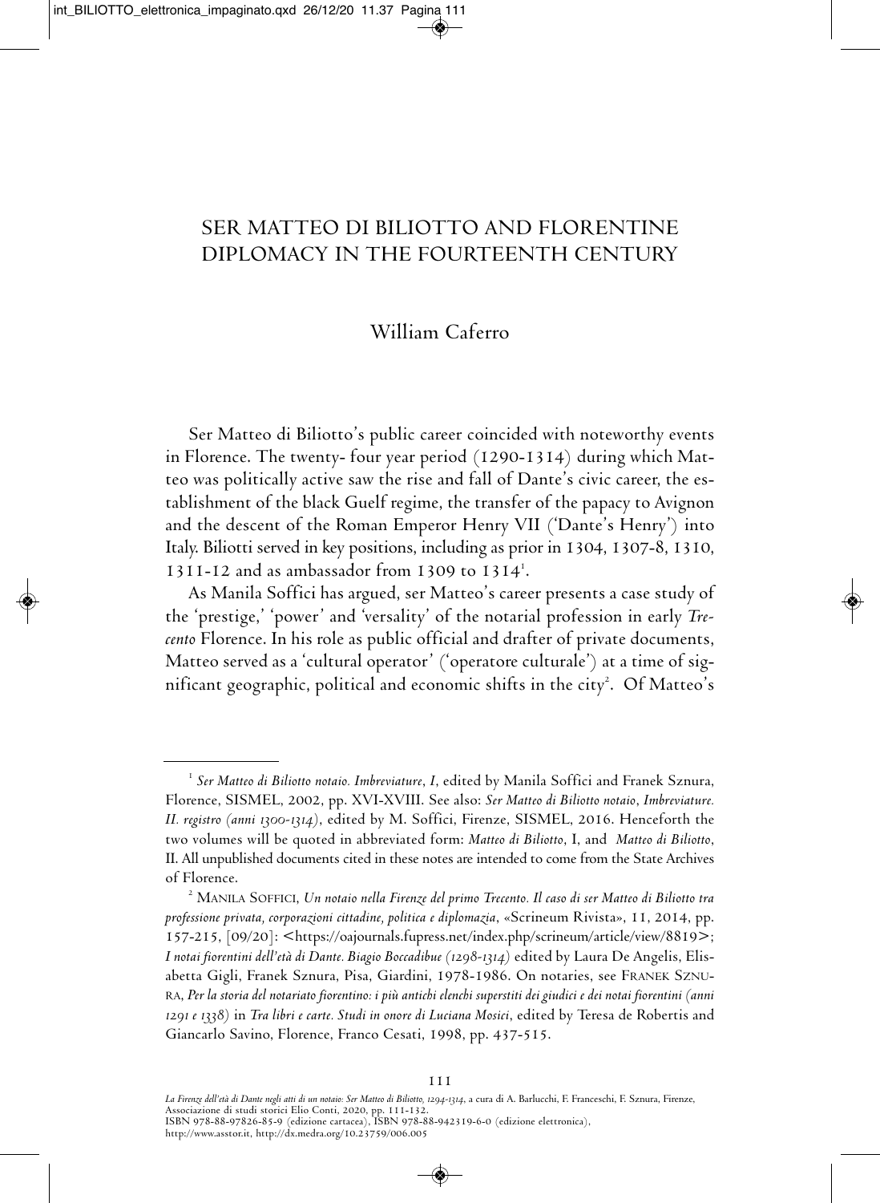# SER MATTEO DI BILIOTTO AND FLORENTINE DIPLOMACY IN THE FOURTEENTH CENTURY

## William Caferro

Ser Matteo di Biliotto's public career coincided with noteworthy events in Florence. The twenty- four year period (1290-1314) during which Matteo was politically active saw the rise and fall of Dante's civic career, the establishment of the black Guelf regime, the transfer of the papacy to Avignon and the descent of the Roman Emperor Henry VII ('Dante's Henry') into Italy. Biliotti served in key positions, including as prior in 1304, 1307-8, 1310, 1311-12 and as ambassador from 1309 to 1314[1].

As Manila Soffici has argued, ser Matteo's career presents a case study of the 'prestige,' 'power' and 'versality' of the notarial profession in early *Trecento* Florence. In his role as public official and drafter of private documents, Matteo served as a 'cultural operator' ('operatore culturale') at a time of significant geographic, political and economic shifts in the city[2]. Of Matteo's

---

[1] *Ser Matteo di Biliotto notaio. Imbreviature*, *I*, edited by Manila Soffici and Franek Sznura, Florence, SISMEL, 2002, pp. XVI-XVIII. See also: *Ser Matteo di Biliotto notaio*, *Imbreviature. II. registro (anni 1300-1314)*, edited by M. Soffici, Firenze, SISMEL, 2016. Henceforth the two volumes will be quoted in abbreviated form: *Matteo di Biliotto*, I, and *Matteo di Biliotto*, II. All unpublished documents cited in these notes are intended to come from the State Archives of Florence.

[2] MANILA SOFFICI, *Un notaio nella Firenze del primo Trecento. Il caso di ser Matteo di Biliotto tra professione privata, corporazioni cittadine, politica e diplomazia*, «Scrineum Rivista», 11, 2014, pp. 157-215, [09/20]: <https://oajournals.fupress.net/index.php/scrineum/article/view/8819>; *I notai fiorentini dell'età di Dante. Biagio Boccadibue (1298-1314)* edited by Laura De Angelis, Elisabetta Gigli, Franek Sznura, Pisa, Giardini, 1978-1986. On notaries, see FRANEK SZNURA, *Per la storia del notariato fiorentino: i più antichi elenchi superstiti dei giudici e dei notai fiorentini (anni 1291 e 1338)* in *Tra libri e carte. Studi in onore di Luciana Mosici*, edited by Teresa de Robertis and Giancarlo Savino, Florence, Franco Cesati, 1998, pp. 437-515.

*La Firenze dell'età di Dante negli atti di un notaio: Ser Matteo di Biliotto, 1294-1314*, a cura di A. Barlucchi, F. Franceschi, F. Sznura, Firenze, Associazione di studi storici Elio Conti, 2020, pp. 111-132.
ISBN 978-88-97826-85-9 (edizione cartacea), ISBN 978-88-942319-6-0 (edizione elettronica),
http://www.asstor.it, http://dx.medra.org/10.23759/006.005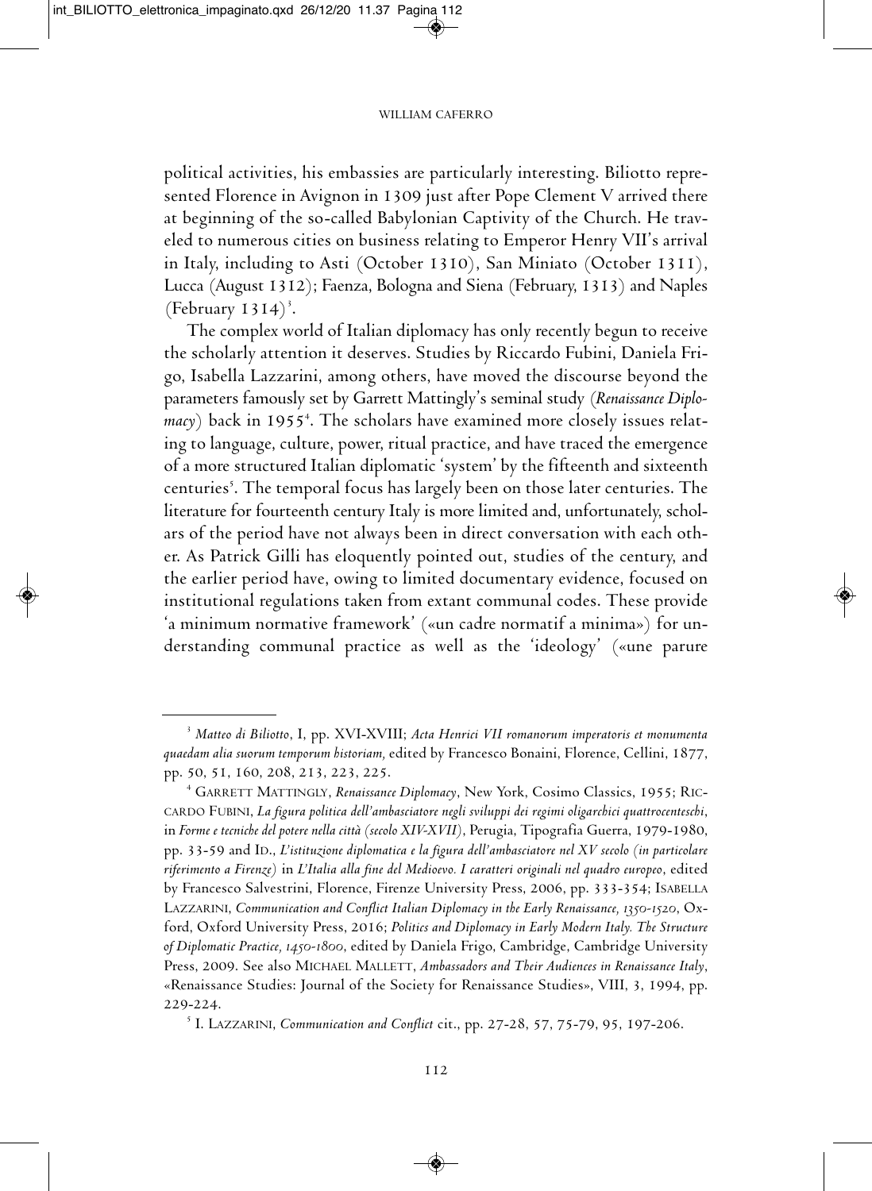political activities, his embassies are particularly interesting. Biliotto represented Florence in Avignon in 1309 just after Pope Clement V arrived there at beginning of the so-called Babylonian Captivity of the Church. He traveled to numerous cities on business relating to Emperor Henry VII's arrival in Italy, including to Asti (October 1310), San Miniato (October 1311), Lucca (August 1312); Faenza, Bologna and Siena (February, 1313) and Naples (February 1314)[3].

The complex world of Italian diplomacy has only recently begun to receive the scholarly attention it deserves. Studies by Riccardo Fubini, Daniela Frigo, Isabella Lazzarini, among others, have moved the discourse beyond the parameters famously set by Garrett Mattingly's seminal study (*Renaissance Diplomacy*) back in 1955[4]. The scholars have examined more closely issues relating to language, culture, power, ritual practice, and have traced the emergence of a more structured Italian diplomatic 'system' by the fifteenth and sixteenth centuries[5]. The temporal focus has largely been on those later centuries. The literature for fourteenth century Italy is more limited and, unfortunately, scholars of the period have not always been in direct conversation with each other. As Patrick Gilli has eloquently pointed out, studies of the century, and the earlier period have, owing to limited documentary evidence, focused on institutional regulations taken from extant communal codes. These provide 'a minimum normative framework' («un cadre normatif a minima») for understanding communal practice as well as the 'ideology' («une parure

---

[3] *Matteo di Biliotto*, I, pp. XVI-XVIII; *Acta Henrici VII romanorum imperatoris et monumenta quaedam alia suorum temporum historiam,* edited by Francesco Bonaini, Florence, Cellini, 1877, pp. 50, 51, 160, 208, 213, 223, 225.

[4] Garrett Mattingly, *Renaissance Diplomacy*, New York, Cosimo Classics, 1955; Riccardo Fubini, *La figura politica dell'ambasciatore negli sviluppi dei regimi oligarchici quattrocenteschi*, in *Forme e tecniche del potere nella città (secolo XIV-XVII)*, Perugia, Tipografia Guerra, 1979-1980, pp. 33-59 and Id., *L'istituzione diplomatica e la figura dell'ambasciatore nel XV secolo (in particolare riferimento a Firenze)* in *L'Italia alla fine del Medioevo. I caratteri originali nel quadro europeo*, edited by Francesco Salvestrini, Florence, Firenze University Press, 2006, pp. 333-354; Isabella Lazzarini, *Communication and Conflict Italian Diplomacy in the Early Renaissance, 1350-1520*, Oxford, Oxford University Press, 2016; *Politics and Diplomacy in Early Modern Italy. The Structure of Diplomatic Practice, 1450-1800*, edited by Daniela Frigo, Cambridge, Cambridge University Press, 2009. See also Michael Mallett, *Ambassadors and Their Audiences in Renaissance Italy*, «Renaissance Studies: Journal of the Society for Renaissance Studies», VIII, 3, 1994, pp. 229-224.

[5] I. Lazzarini, *Communication and Conflict* cit., pp. 27-28, 57, 75-79, 95, 197-206.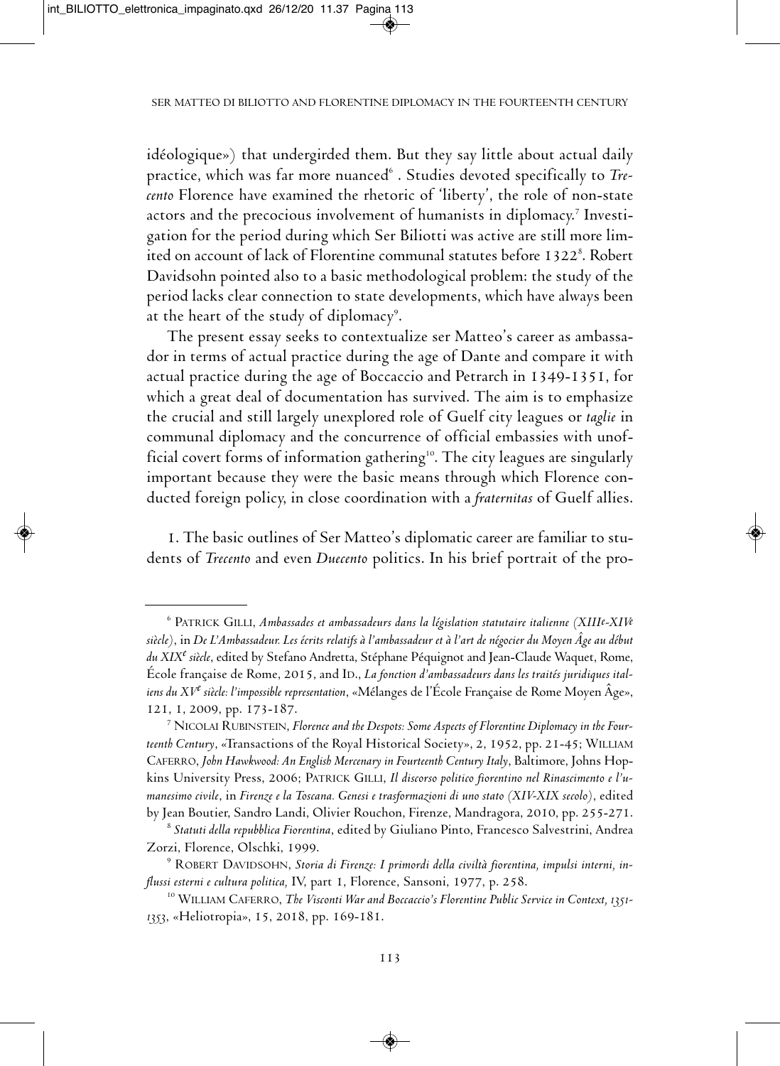idéologique») that undergirded them. But they say little about actual daily practice, which was far more nuanced[6] . Studies devoted specifically to *Trecento* Florence have examined the rhetoric of 'liberty', the role of non-state actors and the precocious involvement of humanists in diplomacy.[7] Investigation for the period during which Ser Biliotti was active are still more limited on account of lack of Florentine communal statutes before 1322[8]. Robert Davidsohn pointed also to a basic methodological problem: the study of the period lacks clear connection to state developments, which have always been at the heart of the study of diplomacy[9].

The present essay seeks to contextualize ser Matteo's career as ambassador in terms of actual practice during the age of Dante and compare it with actual practice during the age of Boccaccio and Petrarch in 1349-1351, for which a great deal of documentation has survived. The aim is to emphasize the crucial and still largely unexplored role of Guelf city leagues or *taglie* in communal diplomacy and the concurrence of official embassies with unofficial covert forms of information gathering[10]. The city leagues are singularly important because they were the basic means through which Florence conducted foreign policy, in close coordination with a *fraternitas* of Guelf allies.

1. The basic outlines of Ser Matteo's diplomatic career are familiar to students of *Trecento* and even *Duecento* politics. In his brief portrait of the pro-

---

[6] Patrick Gilli, *Ambassades et ambassadeurs dans la législation statutaire italienne (XIIIe-XIVe siècle)*, in *De L'Ambassadeur. Les écrits relatifs à l'ambassadeur et à l'art de négocier du Moyen Âge au début du XIXe siècle*, edited by Stefano Andretta, Stéphane Péquignot and Jean-Claude Waquet, Rome, École française de Rome, 2015, and Id., *La fonction d'ambassadeurs dans les traités juridiques italiens du XVe siècle: l'impossible representation*, «Mélanges de l'École Française de Rome Moyen Âge», 121, 1, 2009, pp. 173-187.

[7] Nicolai Rubinstein, *Florence and the Despots: Some Aspects of Florentine Diplomacy in the Fourteenth Century*, «Transactions of the Royal Historical Society», 2, 1952, pp. 21-45; William Caferro, *John Hawkwood: An English Mercenary in Fourteenth Century Italy*, Baltimore, Johns Hopkins University Press, 2006; Patrick Gilli, *Il discorso politico fiorentino nel Rinascimento e l'umanesimo civile*, in *Firenze e la Toscana. Genesi e trasformazioni di uno stato (XIV-XIX secolo)*, edited by Jean Boutier, Sandro Landi, Olivier Rouchon, Firenze, Mandragora, 2010, pp. 255-271.

[8] *Statuti della repubblica Fiorentina*, edited by Giuliano Pinto, Francesco Salvestrini, Andrea Zorzi, Florence, Olschki, 1999.

[9] Robert Davidsohn, *Storia di Firenze: I primordi della civiltà fiorentina, impulsi interni, influssi esterni e cultura politica*, IV, part 1, Florence, Sansoni, 1977, p. 258.

[10] William Caferro, *The Visconti War and Boccaccio's Florentine Public Service in Context, 1351-1353*, «Heliotropia», 15, 2018, pp. 169-181.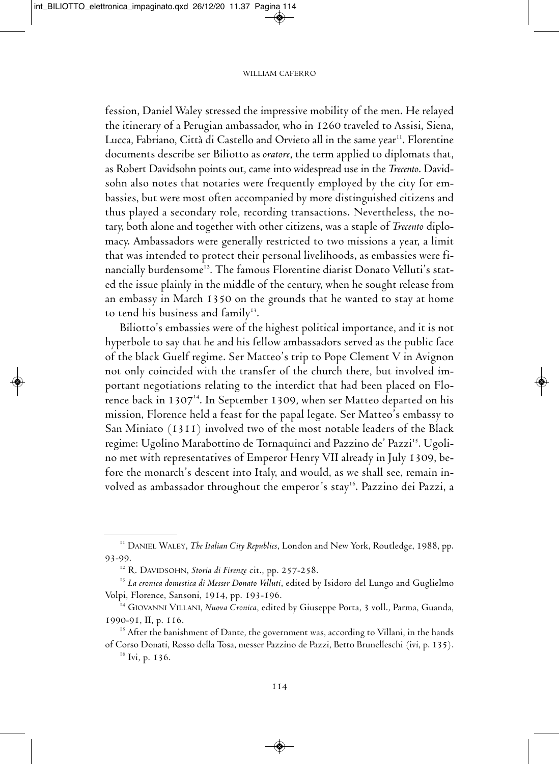fession, Daniel Waley stressed the impressive mobility of the men. He relayed the itinerary of a Perugian ambassador, who in 1260 traveled to Assisi, Siena, Lucca, Fabriano, Città di Castello and Orvieto all in the same year[11]. Florentine documents describe ser Biliotto as *oratore*, the term applied to diplomats that, as Robert Davidsohn points out, came into widespread use in the *Trecento*. Davidsohn also notes that notaries were frequently employed by the city for embassies, but were most often accompanied by more distinguished citizens and thus played a secondary role, recording transactions. Nevertheless, the notary, both alone and together with other citizens, was a staple of *Trecento* diplomacy. Ambassadors were generally restricted to two missions a year, a limit that was intended to protect their personal livelihoods, as embassies were financially burdensome[12]. The famous Florentine diarist Donato Velluti's stated the issue plainly in the middle of the century, when he sought release from an embassy in March 1350 on the grounds that he wanted to stay at home to tend his business and family[13].

Biliotto's embassies were of the highest political importance, and it is not hyperbole to say that he and his fellow ambassadors served as the public face of the black Guelf regime. Ser Matteo's trip to Pope Clement V in Avignon not only coincided with the transfer of the church there, but involved important negotiations relating to the interdict that had been placed on Florence back in 1307[14]. In September 1309, when ser Matteo departed on his mission, Florence held a feast for the papal legate. Ser Matteo's embassy to San Miniato (1311) involved two of the most notable leaders of the Black regime: Ugolino Marabottino de Tornaquinci and Pazzino de' Pazzi[15]. Ugolino met with representatives of Emperor Henry VII already in July 1309, before the monarch's descent into Italy, and would, as we shall see, remain involved as ambassador throughout the emperor's stay[16]. Pazzino dei Pazzi, a

[11] DANIEL WALEY, *The Italian City Republics*, London and New York, Routledge, 1988, pp. 93-99.

[12] R. DAVIDSOHN, *Storia di Firenze* cit., pp. 257-258.

[13] *La cronica domestica di Messer Donato Velluti*, edited by Isidoro del Lungo and Guglielmo Volpi, Florence, Sansoni, 1914, pp. 193-196.

[14] GIOVANNI VILLANI, *Nuova Cronica*, edited by Giuseppe Porta, 3 voll., Parma, Guanda, 1990-91, II, p. 116.

[15] After the banishment of Dante, the government was, according to Villani, in the hands of Corso Donati, Rosso della Tosa, messer Pazzino de Pazzi, Betto Brunelleschi (ivi, p. 135).

[16] Ivi, p. 136.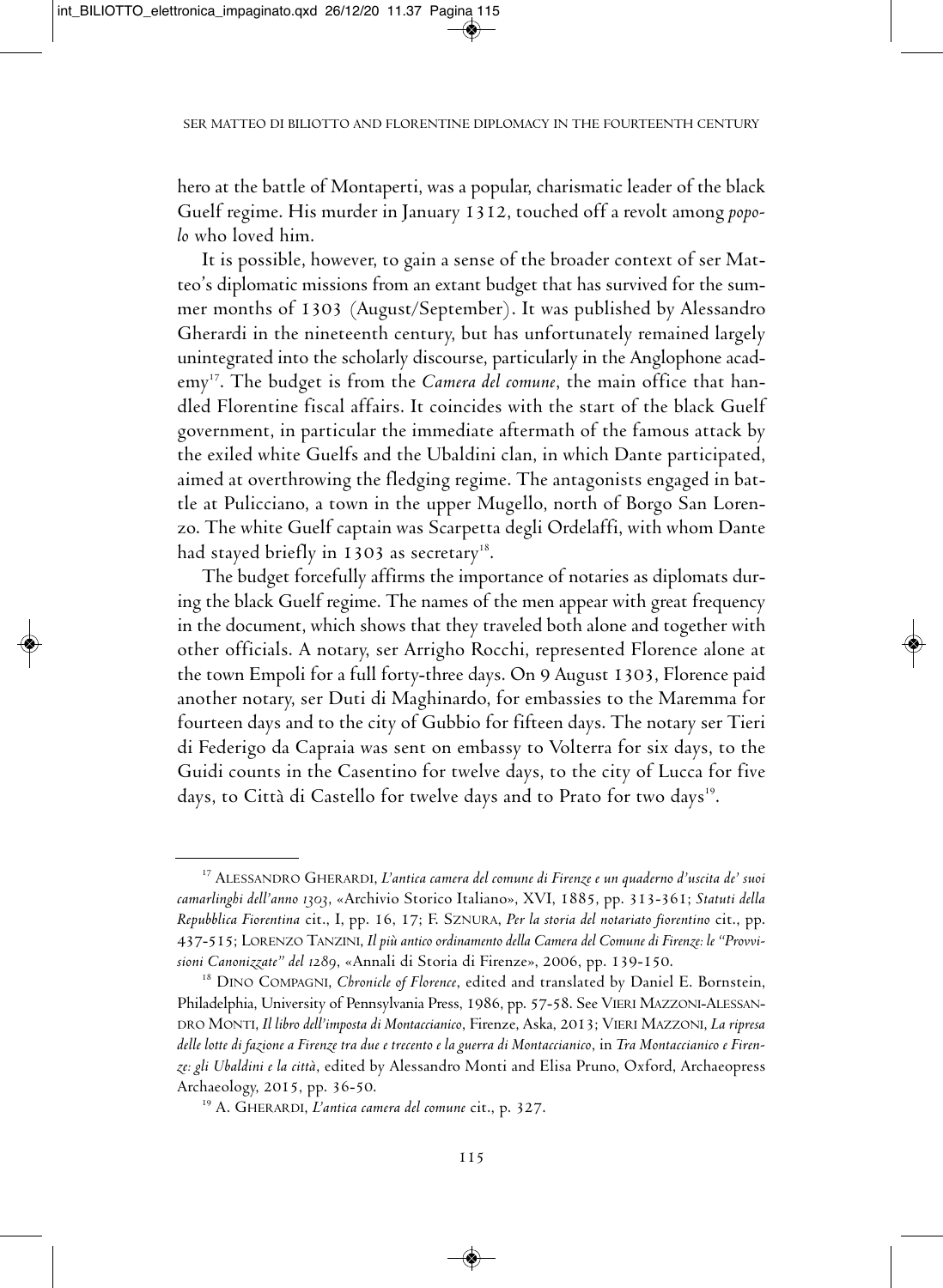hero at the battle of Montaperti, was a popular, charismatic leader of the black Guelf regime. His murder in January 1312, touched off a revolt among *popolo* who loved him.

It is possible, however, to gain a sense of the broader context of ser Matteo's diplomatic missions from an extant budget that has survived for the summer months of 1303 (August/September). It was published by Alessandro Gherardi in the nineteenth century, but has unfortunately remained largely unintegrated into the scholarly discourse, particularly in the Anglophone academy[17]. The budget is from the *Camera del comune*, the main office that handled Florentine fiscal affairs. It coincides with the start of the black Guelf government, in particular the immediate aftermath of the famous attack by the exiled white Guelfs and the Ubaldini clan, in which Dante participated, aimed at overthrowing the fledging regime. The antagonists engaged in battle at Pulicciano, a town in the upper Mugello, north of Borgo San Lorenzo. The white Guelf captain was Scarpetta degli Ordelaffi, with whom Dante had stayed briefly in 1303 as secretary[18].

The budget forcefully affirms the importance of notaries as diplomats during the black Guelf regime. The names of the men appear with great frequency in the document, which shows that they traveled both alone and together with other officials. A notary, ser Arrigho Rocchi, represented Florence alone at the town Empoli for a full forty-three days. On 9 August 1303, Florence paid another notary, ser Duti di Maghinardo, for embassies to the Maremma for fourteen days and to the city of Gubbio for fifteen days. The notary ser Tieri di Federigo da Capraia was sent on embassy to Volterra for six days, to the Guidi counts in the Casentino for twelve days, to the city of Lucca for five days, to Città di Castello for twelve days and to Prato for two days[19].

---

[17] ALESSANDRO GHERARDI, *L'antica camera del comune di Firenze e un quaderno d'uscita de' suoi camarlinghi dell'anno 1303*, «Archivio Storico Italiano», XVI, 1885, pp. 313-361; *Statuti della Repubblica Fiorentina* cit., I, pp. 16, 17; F. SZNURA, *Per la storia del notariato fiorentino* cit., pp. 437-515; LORENZO TANZINI, *Il più antico ordinamento della Camera del Comune di Firenze: le "Provvisioni Canonizzate" del 1289*, «Annali di Storia di Firenze», 2006, pp. 139-150.

[18] DINO COMPAGNI, *Chronicle of Florence*, edited and translated by Daniel E. Bornstein, Philadelphia, University of Pennsylvania Press, 1986, pp. 57-58. See VIERI MAZZONI-ALESSANDRO MONTI, *Il libro dell'imposta di Montaccianico*, Firenze, Aska, 2013; VIERI MAZZONI, *La ripresa delle lotte di fazione a Firenze tra due e trecento e la guerra di Montaccianico*, in *Tra Montaccianico e Firenze: gli Ubaldini e la città*, edited by Alessandro Monti and Elisa Pruno, Oxford, Archaeopress Archaeology, 2015, pp. 36-50.

[19] A. GHERARDI, *L'antica camera del comune* cit., p. 327.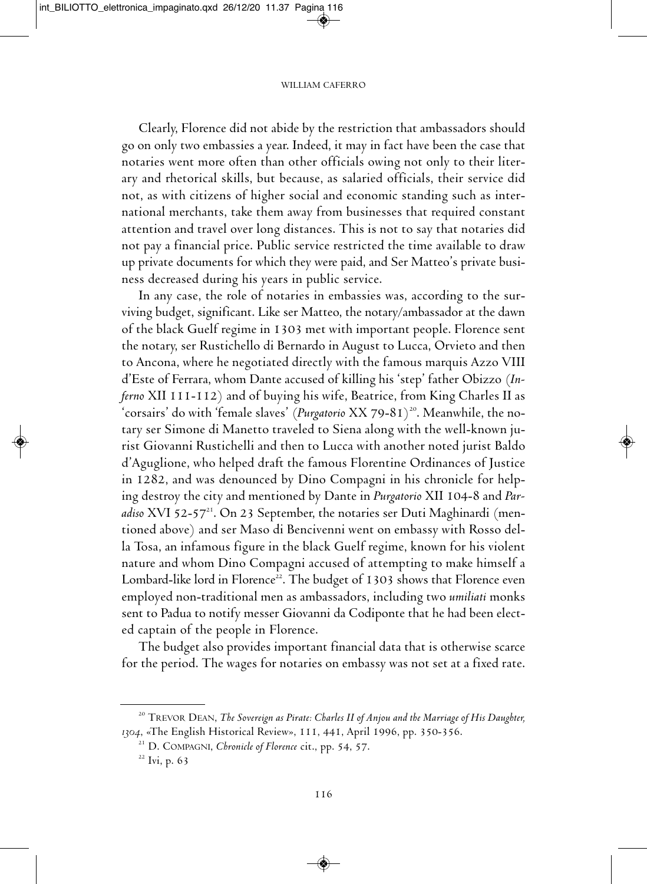Clearly, Florence did not abide by the restriction that ambassadors should go on only two embassies a year. Indeed, it may in fact have been the case that notaries went more often than other officials owing not only to their literary and rhetorical skills, but because, as salaried officials, their service did not, as with citizens of higher social and economic standing such as international merchants, take them away from businesses that required constant attention and travel over long distances. This is not to say that notaries did not pay a financial price. Public service restricted the time available to draw up private documents for which they were paid, and Ser Matteo's private business decreased during his years in public service.

In any case, the role of notaries in embassies was, according to the surviving budget, significant. Like ser Matteo, the notary/ambassador at the dawn of the black Guelf regime in 1303 met with important people. Florence sent the notary, ser Rustichello di Bernardo in August to Lucca, Orvieto and then to Ancona, where he negotiated directly with the famous marquis Azzo VIII d'Este of Ferrara, whom Dante accused of killing his 'step' father Obizzo (*Inferno* XII 111-112) and of buying his wife, Beatrice, from King Charles II as 'corsairs' do with 'female slaves' (*Purgatorio* XX 79-81)[20]. Meanwhile, the notary ser Simone di Manetto traveled to Siena along with the well-known jurist Giovanni Rustichelli and then to Lucca with another noted jurist Baldo d'Aguglione, who helped draft the famous Florentine Ordinances of Justice in 1282, and was denounced by Dino Compagni in his chronicle for helping destroy the city and mentioned by Dante in *Purgatorio* XII 104-8 and *Paradiso* XVI 52-57[21]. On 23 September, the notaries ser Duti Maghinardi (mentioned above) and ser Maso di Bencivenni went on embassy with Rosso della Tosa, an infamous figure in the black Guelf regime, known for his violent nature and whom Dino Compagni accused of attempting to make himself a Lombard-like lord in Florence[22]. The budget of 1303 shows that Florence even employed non-traditional men as ambassadors, including two *umiliati* monks sent to Padua to notify messer Giovanni da Codiponte that he had been elected captain of the people in Florence.

The budget also provides important financial data that is otherwise scarce for the period. The wages for notaries on embassy was not set at a fixed rate.

---

[20] Trevor Dean, *The Sovereign as Pirate: Charles II of Anjou and the Marriage of His Daughter, 1304*, «The English Historical Review», 111, 441, April 1996, pp. 350-356.

[21] D. Compagni, *Chronicle of Florence* cit., pp. 54, 57.

[22] Ivi, p. 63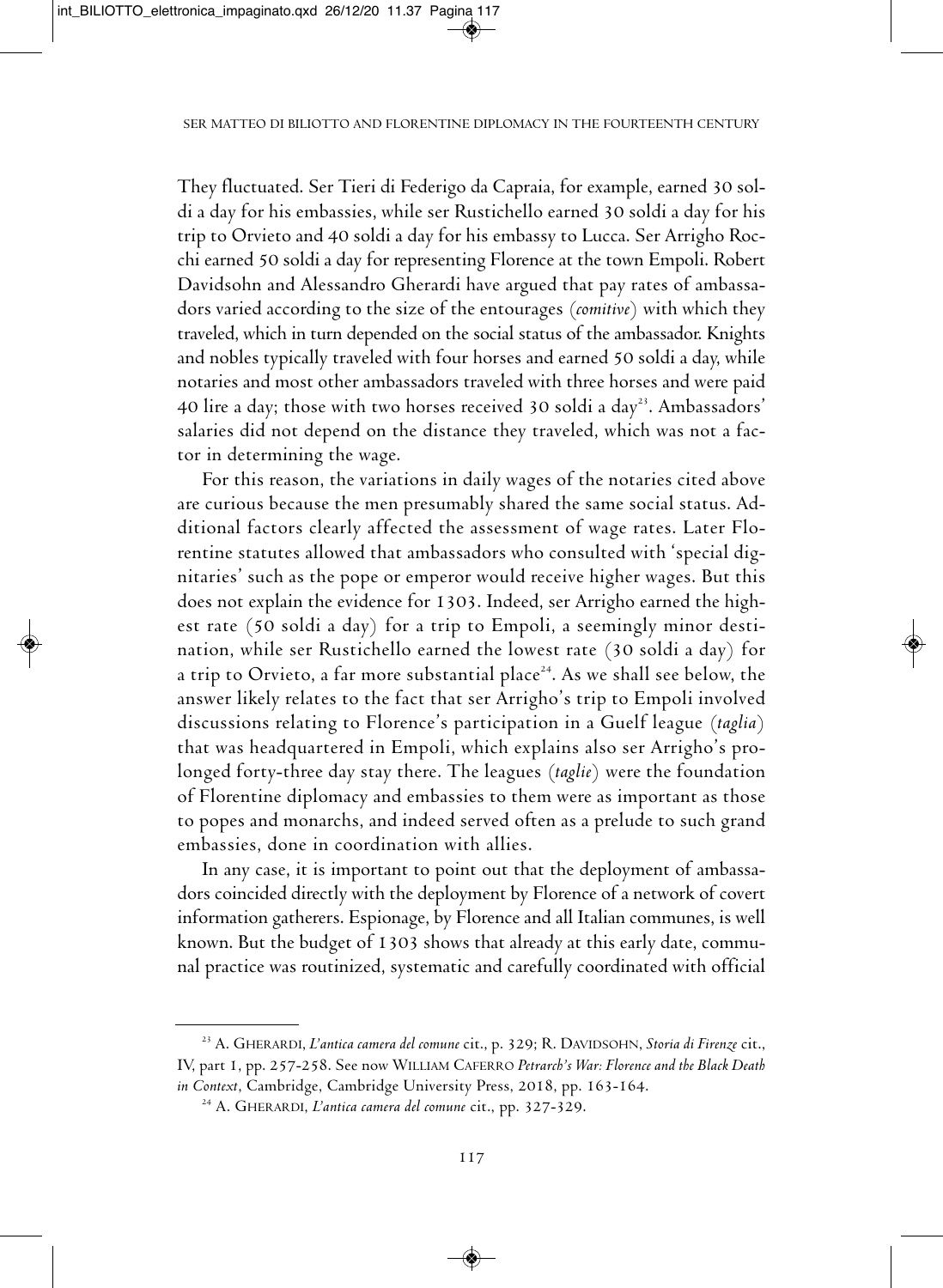They fluctuated. Ser Tieri di Federigo da Capraia, for example, earned 30 soldi a day for his embassies, while ser Rustichello earned 30 soldi a day for his trip to Orvieto and 40 soldi a day for his embassy to Lucca. Ser Arrigho Rocchi earned 50 soldi a day for representing Florence at the town Empoli. Robert Davidsohn and Alessandro Gherardi have argued that pay rates of ambassadors varied according to the size of the entourages (*comitive*) with which they traveled, which in turn depended on the social status of the ambassador. Knights and nobles typically traveled with four horses and earned 50 soldi a day, while notaries and most other ambassadors traveled with three horses and were paid 40 lire a day; those with two horses received 30 soldi a day[23]. Ambassadors' salaries did not depend on the distance they traveled, which was not a factor in determining the wage.

For this reason, the variations in daily wages of the notaries cited above are curious because the men presumably shared the same social status. Additional factors clearly affected the assessment of wage rates. Later Florentine statutes allowed that ambassadors who consulted with 'special dignitaries' such as the pope or emperor would receive higher wages. But this does not explain the evidence for 1303. Indeed, ser Arrigho earned the highest rate (50 soldi a day) for a trip to Empoli, a seemingly minor destination, while ser Rustichello earned the lowest rate (30 soldi a day) for a trip to Orvieto, a far more substantial place[24]. As we shall see below, the answer likely relates to the fact that ser Arrigho's trip to Empoli involved discussions relating to Florence's participation in a Guelf league (*taglia*) that was headquartered in Empoli, which explains also ser Arrigho's prolonged forty-three day stay there. The leagues (*taglie*) were the foundation of Florentine diplomacy and embassies to them were as important as those to popes and monarchs, and indeed served often as a prelude to such grand embassies, done in coordination with allies.

In any case, it is important to point out that the deployment of ambassadors coincided directly with the deployment by Florence of a network of covert information gatherers. Espionage, by Florence and all Italian communes, is well known. But the budget of 1303 shows that already at this early date, communal practice was routinized, systematic and carefully coordinated with official

---

[23] A. Gherardi, *L'antica camera del comune* cit., p. 329; R. Davidsohn, *Storia di Firenze* cit., IV, part 1, pp. 257-258. See now William Caferro *Petrarch's War: Florence and the Black Death in Context*, Cambridge, Cambridge University Press, 2018, pp. 163-164.

[24] A. Gherardi, *L'antica camera del comune* cit., pp. 327-329.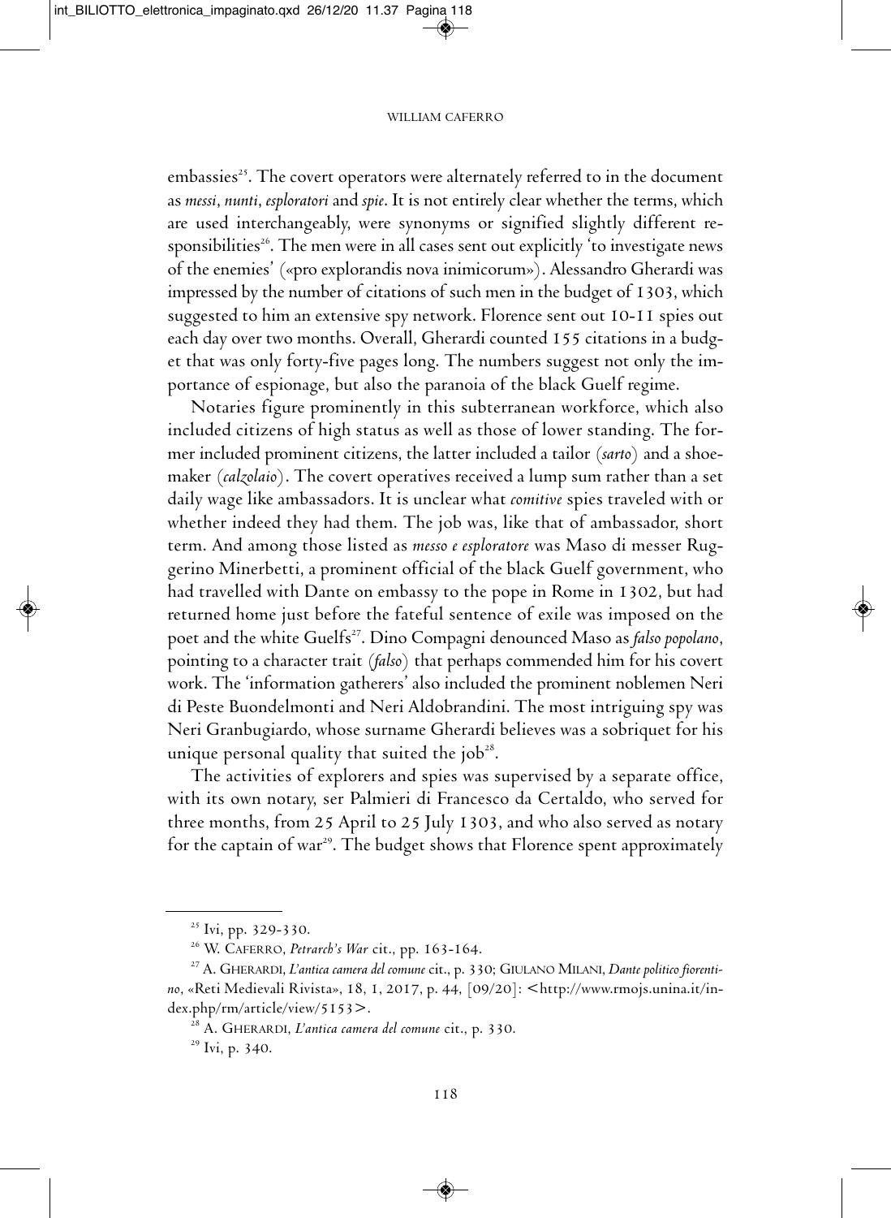embassies[25]. The covert operators were alternately referred to in the document as *messi*, *nunti*, *esploratori* and *spie*. It is not entirely clear whether the terms, which are used interchangeably, were synonyms or signified slightly different responsibilities[26]. The men were in all cases sent out explicitly 'to investigate news of the enemies' («pro explorandis nova inimicorum»). Alessandro Gherardi was impressed by the number of citations of such men in the budget of 1303, which suggested to him an extensive spy network. Florence sent out 10-11 spies out each day over two months. Overall, Gherardi counted 155 citations in a budget that was only forty-five pages long. The numbers suggest not only the importance of espionage, but also the paranoia of the black Guelf regime.

Notaries figure prominently in this subterranean workforce, which also included citizens of high status as well as those of lower standing. The former included prominent citizens, the latter included a tailor (*sarto*) and a shoemaker (*calzolaio*). The covert operatives received a lump sum rather than a set daily wage like ambassadors. It is unclear what *comitive* spies traveled with or whether indeed they had them. The job was, like that of ambassador, short term. And among those listed as *messo e esploratore* was Maso di messer Ruggerino Minerbetti, a prominent official of the black Guelf government, who had travelled with Dante on embassy to the pope in Rome in 1302, but had returned home just before the fateful sentence of exile was imposed on the poet and the white Guelfs[27]. Dino Compagni denounced Maso as *falso popolano*, pointing to a character trait (*falso*) that perhaps commended him for his covert work. The 'information gatherers' also included the prominent noblemen Neri di Peste Buondelmonti and Neri Aldobrandini. The most intriguing spy was Neri Granbugiardo, whose surname Gherardi believes was a sobriquet for his unique personal quality that suited the job[28].

The activities of explorers and spies was supervised by a separate office, with its own notary, ser Palmieri di Francesco da Certaldo, who served for three months, from 25 April to 25 July 1303, and who also served as notary for the captain of war[29]. The budget shows that Florence spent approximately

---

[25] Ivi, pp. 329-330.

[26] W. Caferro, *Petrarch's War* cit., pp. 163-164.

[27] A. Gherardi, *L'antica camera del comune* cit., p. 330; Giulano Milani, *Dante politico fiorentino*, «Reti Medievali Rivista», 18, 1, 2017, p. 44, [09/20]: <http://www.rmojs.unina.it/index.php/rm/article/view/5153>.

[28] A. Gherardi, *L'antica camera del comune* cit., p. 330.

[29] Ivi, p. 340.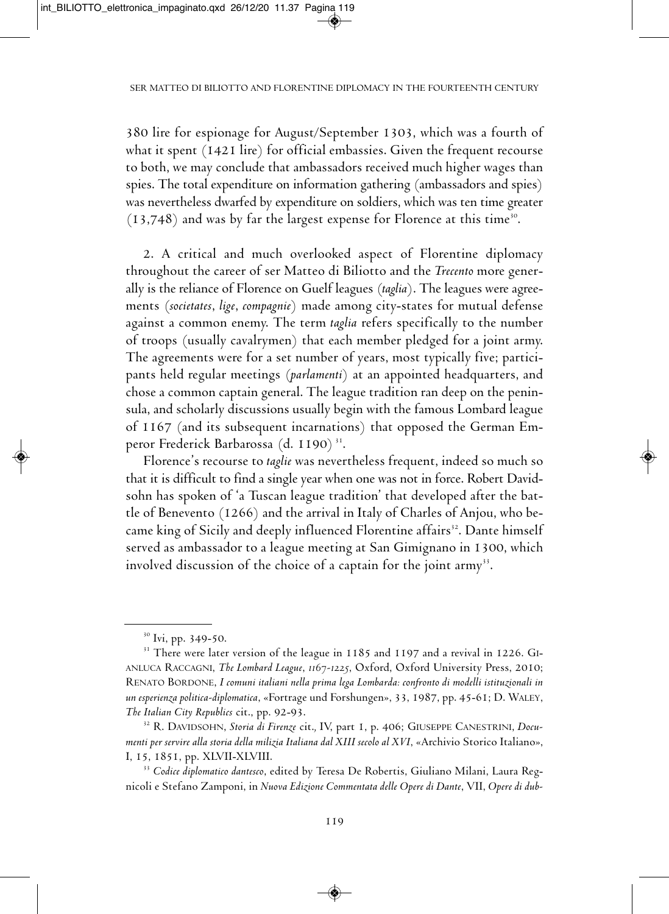380 lire for espionage for August/September 1303, which was a fourth of what it spent (1421 lire) for official embassies. Given the frequent recourse to both, we may conclude that ambassadors received much higher wages than spies. The total expenditure on information gathering (ambassadors and spies) was nevertheless dwarfed by expenditure on soldiers, which was ten time greater (13,748) and was by far the largest expense for Florence at this time[30].

2. A critical and much overlooked aspect of Florentine diplomacy throughout the career of ser Matteo di Biliotto and the *Trecento* more generally is the reliance of Florence on Guelf leagues (*taglia*). The leagues were agreements (*societates*, *lige*, *compagnie*) made among city-states for mutual defense against a common enemy. The term *taglia* refers specifically to the number of troops (usually cavalrymen) that each member pledged for a joint army. The agreements were for a set number of years, most typically five; participants held regular meetings (*parlamenti*) at an appointed headquarters, and chose a common captain general. The league tradition ran deep on the peninsula, and scholarly discussions usually begin with the famous Lombard league of 1167 (and its subsequent incarnations) that opposed the German Emperor Frederick Barbarossa (d. 1190)[31].

Florence's recourse to *taglie* was nevertheless frequent, indeed so much so that it is difficult to find a single year when one was not in force. Robert Davidsohn has spoken of 'a Tuscan league tradition' that developed after the battle of Benevento (1266) and the arrival in Italy of Charles of Anjou, who became king of Sicily and deeply influenced Florentine affairs[32]. Dante himself served as ambassador to a league meeting at San Gimignano in 1300, which involved discussion of the choice of a captain for the joint army[33].

---

[30] Ivi, pp. 349-50.

[31] There were later version of the league in 1185 and 1197 and a revival in 1226. Gianluca Raccagni, *The Lombard League, 1167-1225*, Oxford, Oxford University Press, 2010; Renato Bordone, *I comuni italiani nella prima lega Lombarda: confronto di modelli istituzionali in un esperienza politica-diplomatica*, «Fortrage und Forshungen», 33, 1987, pp. 45-61; D. Waley, *The Italian City Republics* cit., pp. 92-93.

[32] R. Davidsohn, *Storia di Firenze* cit., IV, part 1, p. 406; Giuseppe Canestrini, *Documenti per servire alla storia della milizia Italiana dal XIII secolo al XVI*, «Archivio Storico Italiano», I, 15, 1851, pp. XLVII-XLVIII.

[33] *Codice diplomatico dantesco*, edited by Teresa De Robertis, Giuliano Milani, Laura Regnicoli e Stefano Zamponi, in *Nuova Edizione Commentata delle Opere di Dante*, VII, *Opere di dub-*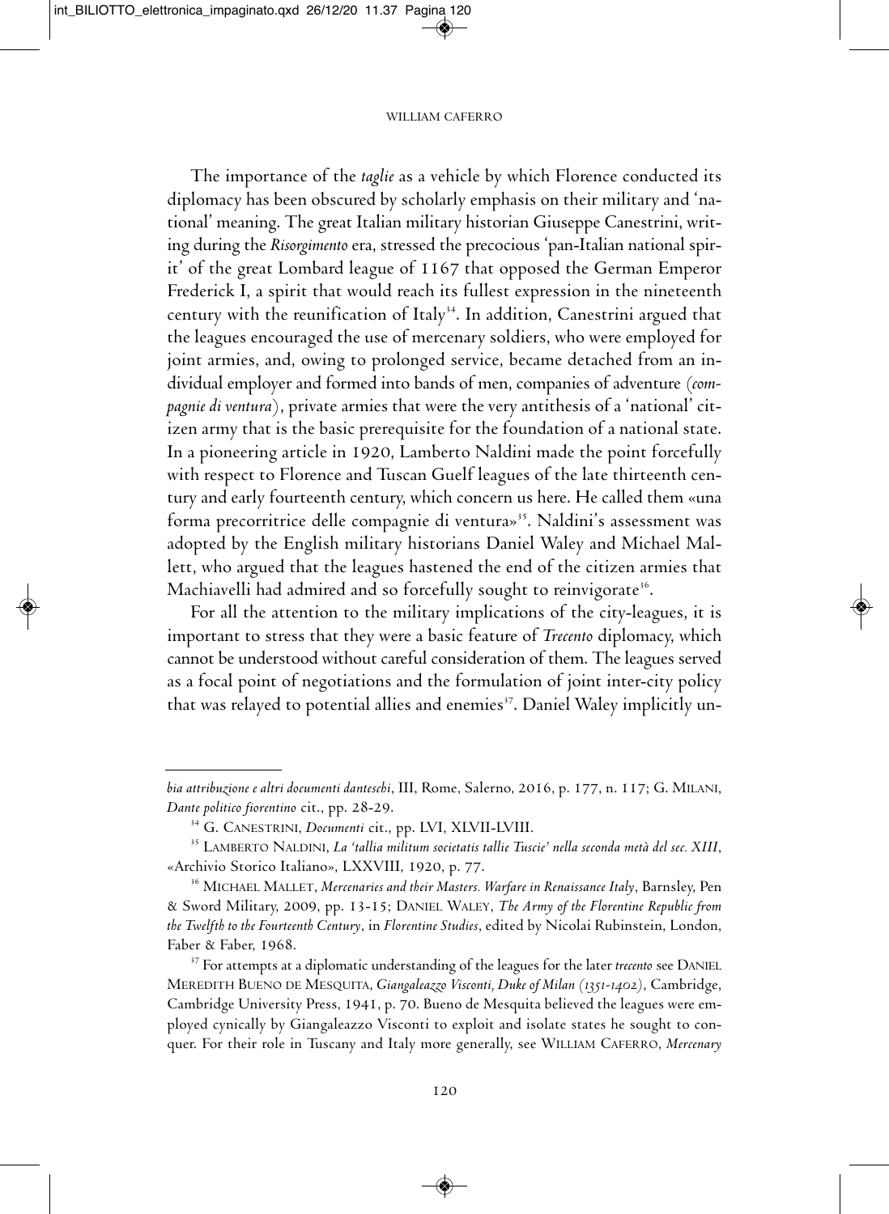The importance of the *taglie* as a vehicle by which Florence conducted its diplomacy has been obscured by scholarly emphasis on their military and 'national' meaning. The great Italian military historian Giuseppe Canestrini, writing during the *Risorgimento* era, stressed the precocious 'pan-Italian national spirit' of the great Lombard league of 1167 that opposed the German Emperor Frederick I, a spirit that would reach its fullest expression in the nineteenth century with the reunification of Italy[34]. In addition, Canestrini argued that the leagues encouraged the use of mercenary soldiers, who were employed for joint armies, and, owing to prolonged service, became detached from an individual employer and formed into bands of men, companies of adventure (*compagnie di ventura*), private armies that were the very antithesis of a 'national' citizen army that is the basic prerequisite for the foundation of a national state. In a pioneering article in 1920, Lamberto Naldini made the point forcefully with respect to Florence and Tuscan Guelf leagues of the late thirteenth century and early fourteenth century, which concern us here. He called them «una forma precorritrice delle compagnie di ventura»[35]. Naldini's assessment was adopted by the English military historians Daniel Waley and Michael Mallett, who argued that the leagues hastened the end of the citizen armies that Machiavelli had admired and so forcefully sought to reinvigorate[36].

For all the attention to the military implications of the city-leagues, it is important to stress that they were a basic feature of *Trecento* diplomacy, which cannot be understood without careful consideration of them. The leagues served as a focal point of negotiations and the formulation of joint inter-city policy that was relayed to potential allies and enemies[37]. Daniel Waley implicitly un-

---

*bia attribuzione e altri documenti danteschi*, III, Rome, Salerno, 2016, p. 177, n. 117; G. Milani, *Dante politico fiorentino* cit., pp. 28-29.

[34] G. Canestrini, *Documenti* cit., pp. LVI, XLVII-LVIII.

[35] Lamberto Naldini, *La 'tallia militum societatis tallie Tuscie' nella seconda metà del sec. XIII*, «Archivio Storico Italiano», LXXVIII, 1920, p. 77.

[36] Michael Mallet, *Mercenaries and their Masters. Warfare in Renaissance Italy*, Barnsley, Pen & Sword Military, 2009, pp. 13-15; Daniel Waley, *The Army of the Florentine Republic from the Twelfth to the Fourteenth Century*, in *Florentine Studies*, edited by Nicolai Rubinstein, London, Faber & Faber, 1968.

[37] For attempts at a diplomatic understanding of the leagues for the later *trecento* see Daniel Meredith Bueno de Mesquita, *Giangaleazzo Visconti, Duke of Milan (1351-1402)*, Cambridge, Cambridge University Press, 1941, p. 70. Bueno de Mesquita believed the leagues were employed cynically by Giangaleazzo Visconti to exploit and isolate states he sought to conquer. For their role in Tuscany and Italy more generally, see William Caferro, *Mercenary*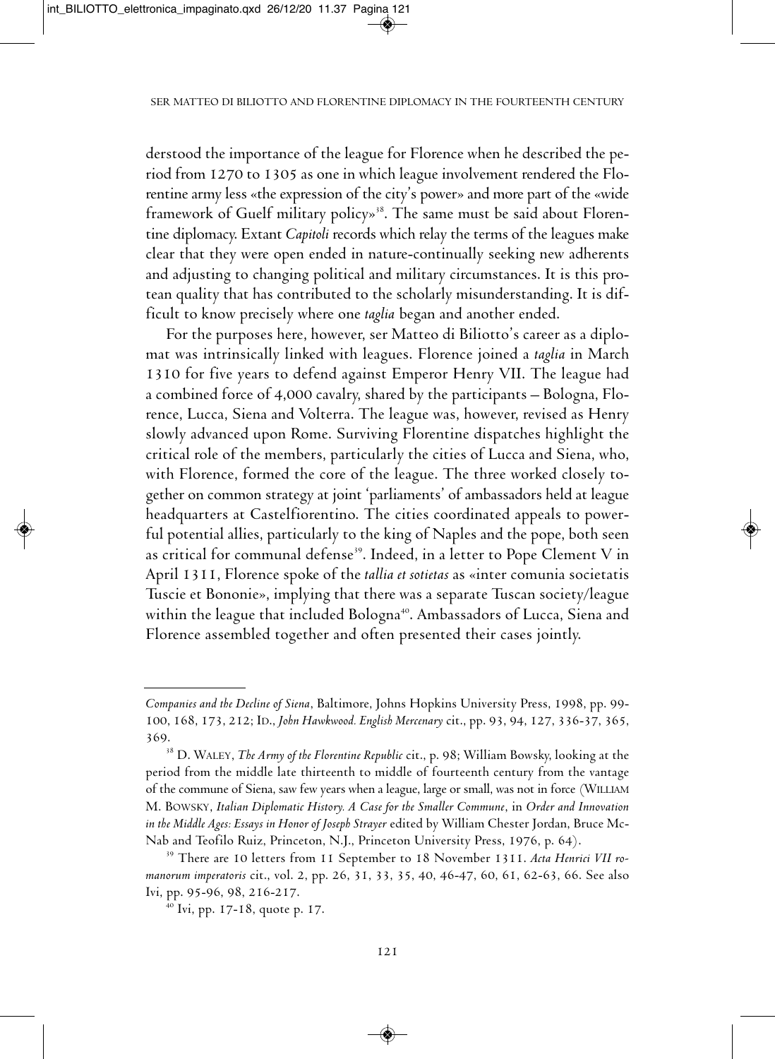derstood the importance of the league for Florence when he described the period from 1270 to 1305 as one in which league involvement rendered the Florentine army less «the expression of the city's power» and more part of the «wide framework of Guelf military policy»[38]. The same must be said about Florentine diplomacy. Extant *Capitoli* records which relay the terms of the leagues make clear that they were open ended in nature-continually seeking new adherents and adjusting to changing political and military circumstances. It is this protean quality that has contributed to the scholarly misunderstanding. It is difficult to know precisely where one *taglia* began and another ended.

For the purposes here, however, ser Matteo di Biliotto's career as a diplomat was intrinsically linked with leagues. Florence joined a *taglia* in March 1310 for five years to defend against Emperor Henry VII. The league had a combined force of 4,000 cavalry, shared by the participants – Bologna, Florence, Lucca, Siena and Volterra. The league was, however, revised as Henry slowly advanced upon Rome. Surviving Florentine dispatches highlight the critical role of the members, particularly the cities of Lucca and Siena, who, with Florence, formed the core of the league. The three worked closely together on common strategy at joint 'parliaments' of ambassadors held at league headquarters at Castelfiorentino. The cities coordinated appeals to powerful potential allies, particularly to the king of Naples and the pope, both seen as critical for communal defense[39]. Indeed, in a letter to Pope Clement V in April 1311, Florence spoke of the *tallia et sotietas* as «inter comunia societatis Tuscie et Bononie», implying that there was a separate Tuscan society/league within the league that included Bologna[40]. Ambassadors of Lucca, Siena and Florence assembled together and often presented their cases jointly.

---

*Companies and the Decline of Siena*, Baltimore, Johns Hopkins University Press, 1998, pp. 99-100, 168, 173, 212; Id., *John Hawkwood. English Mercenary* cit., pp. 93, 94, 127, 336-37, 365, 369.

[38] D. Waley, *The Army of the Florentine Republic* cit., p. 98; William Bowsky, looking at the period from the middle late thirteenth to middle of fourteenth century from the vantage of the commune of Siena, saw few years when a league, large or small, was not in force (William M. Bowsky, *Italian Diplomatic History. A Case for the Smaller Commune*, in *Order and Innovation in the Middle Ages: Essays in Honor of Joseph Strayer* edited by William Chester Jordan, Bruce McNab and Teofilo Ruiz, Princeton, N.J., Princeton University Press, 1976, p. 64).

[39] There are 10 letters from 11 September to 18 November 1311. *Acta Henrici VII romanorum imperatoris* cit., vol. 2, pp. 26, 31, 33, 35, 40, 46-47, 60, 61, 62-63, 66. See also Ivi, pp. 95-96, 98, 216-217.

[40] Ivi, pp. 17-18, quote p. 17.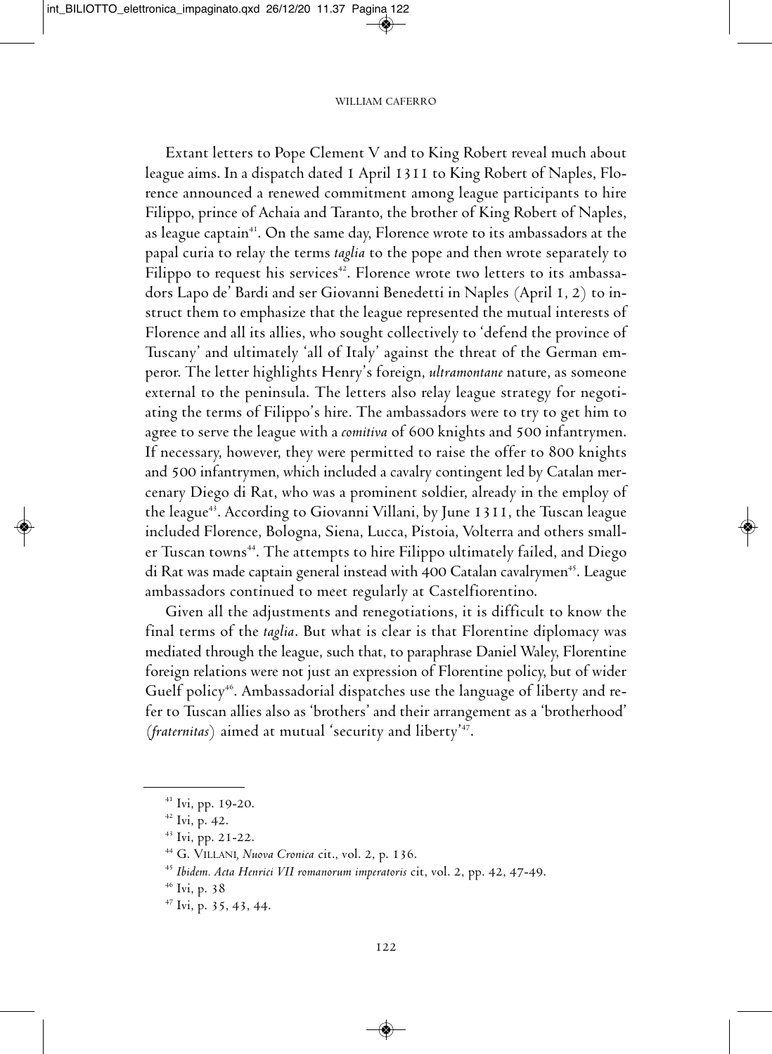Extant letters to Pope Clement V and to King Robert reveal much about league aims. In a dispatch dated 1 April 1311 to King Robert of Naples, Florence announced a renewed commitment among league participants to hire Filippo, prince of Achaia and Taranto, the brother of King Robert of Naples, as league captain[41]. On the same day, Florence wrote to its ambassadors at the papal curia to relay the terms *taglia* to the pope and then wrote separately to Filippo to request his services[42]. Florence wrote two letters to its ambassadors Lapo de' Bardi and ser Giovanni Benedetti in Naples (April 1, 2) to instruct them to emphasize that the league represented the mutual interests of Florence and all its allies, who sought collectively to 'defend the province of Tuscany' and ultimately 'all of Italy' against the threat of the German emperor. The letter highlights Henry's foreign, *ultramontane* nature, as someone external to the peninsula. The letters also relay league strategy for negotiating the terms of Filippo's hire. The ambassadors were to try to get him to agree to serve the league with a *comitiva* of 600 knights and 500 infantrymen. If necessary, however, they were permitted to raise the offer to 800 knights and 500 infantrymen, which included a cavalry contingent led by Catalan mercenary Diego di Rat, who was a prominent soldier, already in the employ of the league[43]. According to Giovanni Villani, by June 1311, the Tuscan league included Florence, Bologna, Siena, Lucca, Pistoia, Volterra and others smaller Tuscan towns[44]. The attempts to hire Filippo ultimately failed, and Diego di Rat was made captain general instead with 400 Catalan cavalrymen[45]. League ambassadors continued to meet regularly at Castelfiorentino.

Given all the adjustments and renegotiations, it is difficult to know the final terms of the *taglia*. But what is clear is that Florentine diplomacy was mediated through the league, such that, to paraphrase Daniel Waley, Florentine foreign relations were not just an expression of Florentine policy, but of wider Guelf policy[46]. Ambassadorial dispatches use the language of liberty and refer to Tuscan allies also as 'brothers' and their arrangement as a 'brotherhood' (*fraternitas*) aimed at mutual 'security and liberty'[47].

---

[41] Ivi, pp. 19-20.

[42] Ivi, p. 42.

[43] Ivi, pp. 21-22.

[44] G. Villani, *Nuova Cronica* cit., vol. 2, p. 136.

[45] *Ibidem. Acta Henrici VII romanorum imperatoris* cit, vol. 2, pp. 42, 47-49.

[46] Ivi, p. 38

[47] Ivi, p. 35, 43, 44.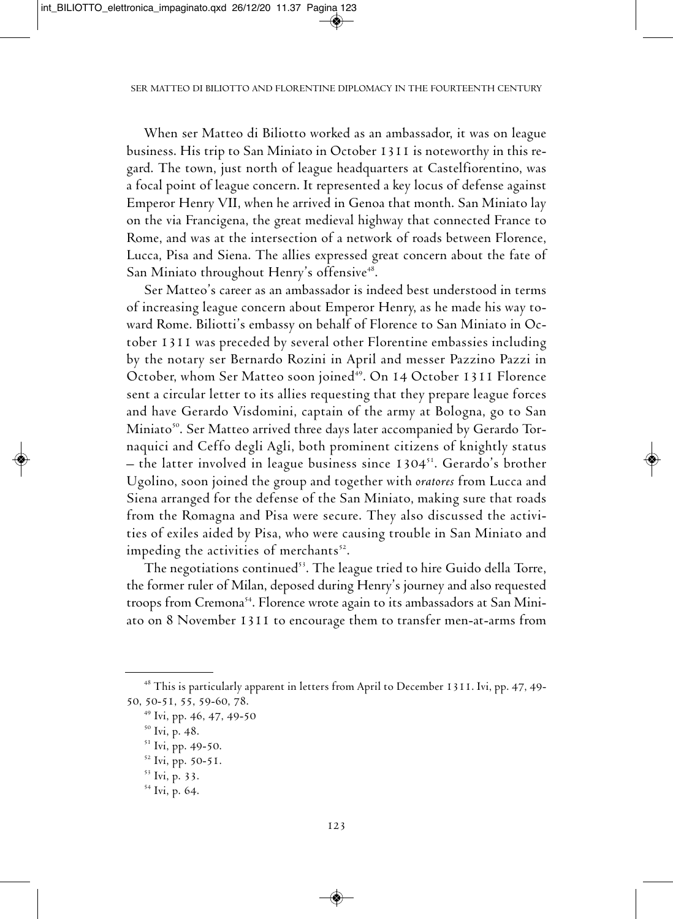When ser Matteo di Biliotto worked as an ambassador, it was on league business. His trip to San Miniato in October 1311 is noteworthy in this regard. The town, just north of league headquarters at Castelfiorentino, was a focal point of league concern. It represented a key locus of defense against Emperor Henry VII, when he arrived in Genoa that month. San Miniato lay on the via Francigena, the great medieval highway that connected France to Rome, and was at the intersection of a network of roads between Florence, Lucca, Pisa and Siena. The allies expressed great concern about the fate of San Miniato throughout Henry's offensive[48].

Ser Matteo's career as an ambassador is indeed best understood in terms of increasing league concern about Emperor Henry, as he made his way toward Rome. Biliotti's embassy on behalf of Florence to San Miniato in October 1311 was preceded by several other Florentine embassies including by the notary ser Bernardo Rozini in April and messer Pazzino Pazzi in October, whom Ser Matteo soon joined[49]. On 14 October 1311 Florence sent a circular letter to its allies requesting that they prepare league forces and have Gerardo Visdomini, captain of the army at Bologna, go to San Miniato[50]. Ser Matteo arrived three days later accompanied by Gerardo Tornaquici and Ceffo degli Agli, both prominent citizens of knightly status – the latter involved in league business since 1304[51]. Gerardo's brother Ugolino, soon joined the group and together with *oratores* from Lucca and Siena arranged for the defense of the San Miniato, making sure that roads from the Romagna and Pisa were secure. They also discussed the activities of exiles aided by Pisa, who were causing trouble in San Miniato and impeding the activities of merchants[52].

The negotiations continued[53]. The league tried to hire Guido della Torre, the former ruler of Milan, deposed during Henry's journey and also requested troops from Cremona[54]. Florence wrote again to its ambassadors at San Miniato on 8 November 1311 to encourage them to transfer men-at-arms from

---

[48] This is particularly apparent in letters from April to December 1311. Ivi, pp. 47, 49-50, 50-51, 55, 59-60, 78.

[49] Ivi, pp. 46, 47, 49-50

[50] Ivi, p. 48.

[51] Ivi, pp. 49-50.

[52] Ivi, pp. 50-51.

[53] Ivi, p. 33.

[54] Ivi, p. 64.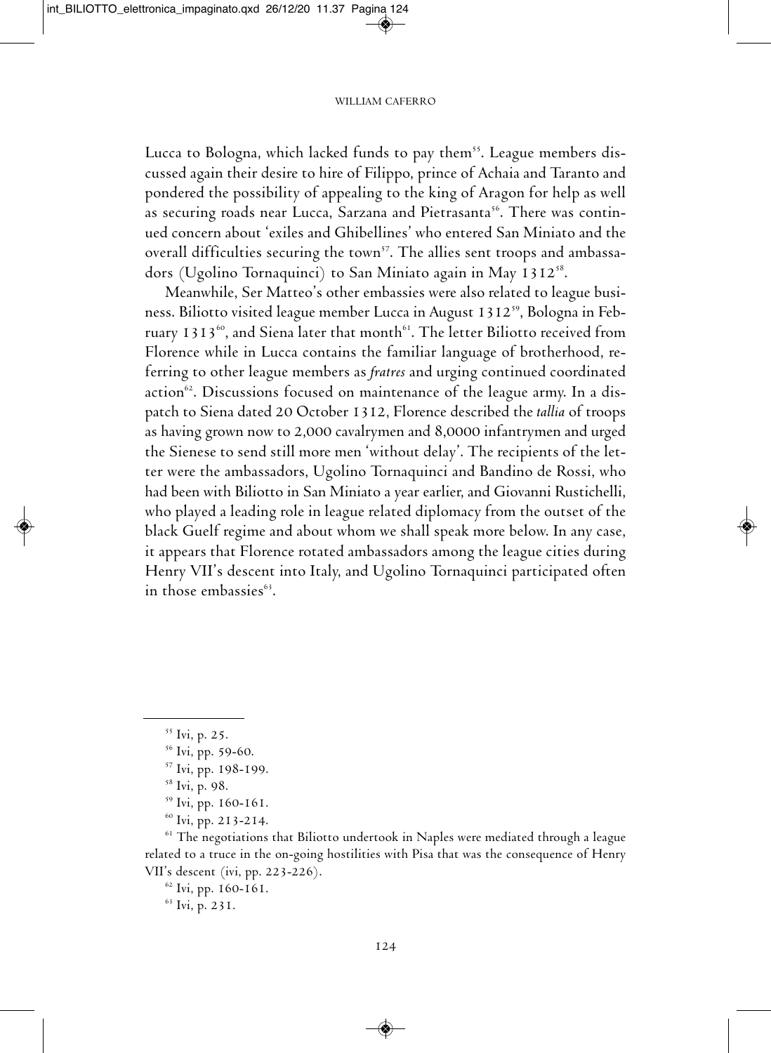Lucca to Bologna, which lacked funds to pay them[55]. League members discussed again their desire to hire of Filippo, prince of Achaia and Taranto and pondered the possibility of appealing to the king of Aragon for help as well as securing roads near Lucca, Sarzana and Pietrasanta[56]. There was continued concern about 'exiles and Ghibellines' who entered San Miniato and the overall difficulties securing the town[57]. The allies sent troops and ambassadors (Ugolino Tornaquinci) to San Miniato again in May 1312[58].

Meanwhile, Ser Matteo's other embassies were also related to league business. Biliotto visited league member Lucca in August 1312[59], Bologna in February 1313[60], and Siena later that month[61]. The letter Biliotto received from Florence while in Lucca contains the familiar language of brotherhood, referring to other league members as *fratres* and urging continued coordinated action[62]. Discussions focused on maintenance of the league army. In a dispatch to Siena dated 20 October 1312, Florence described the *tallia* of troops as having grown now to 2,000 cavalrymen and 8,0000 infantrymen and urged the Sienese to send still more men 'without delay'. The recipients of the letter were the ambassadors, Ugolino Tornaquinci and Bandino de Rossi, who had been with Biliotto in San Miniato a year earlier, and Giovanni Rustichelli, who played a leading role in league related diplomacy from the outset of the black Guelf regime and about whom we shall speak more below. In any case, it appears that Florence rotated ambassadors among the league cities during Henry VII's descent into Italy, and Ugolino Tornaquinci participated often in those embassies[63].

---

[55] Ivi, p. 25.

[56] Ivi, pp. 59-60.

[57] Ivi, pp. 198-199.

[58] Ivi, p. 98.

[59] Ivi, pp. 160-161.

[60] Ivi, pp. 213-214.

[61] The negotiations that Biliotto undertook in Naples were mediated through a league related to a truce in the on-going hostilities with Pisa that was the consequence of Henry VII's descent (ivi, pp. 223-226).

[62] Ivi, pp. 160-161.

[63] Ivi, p. 231.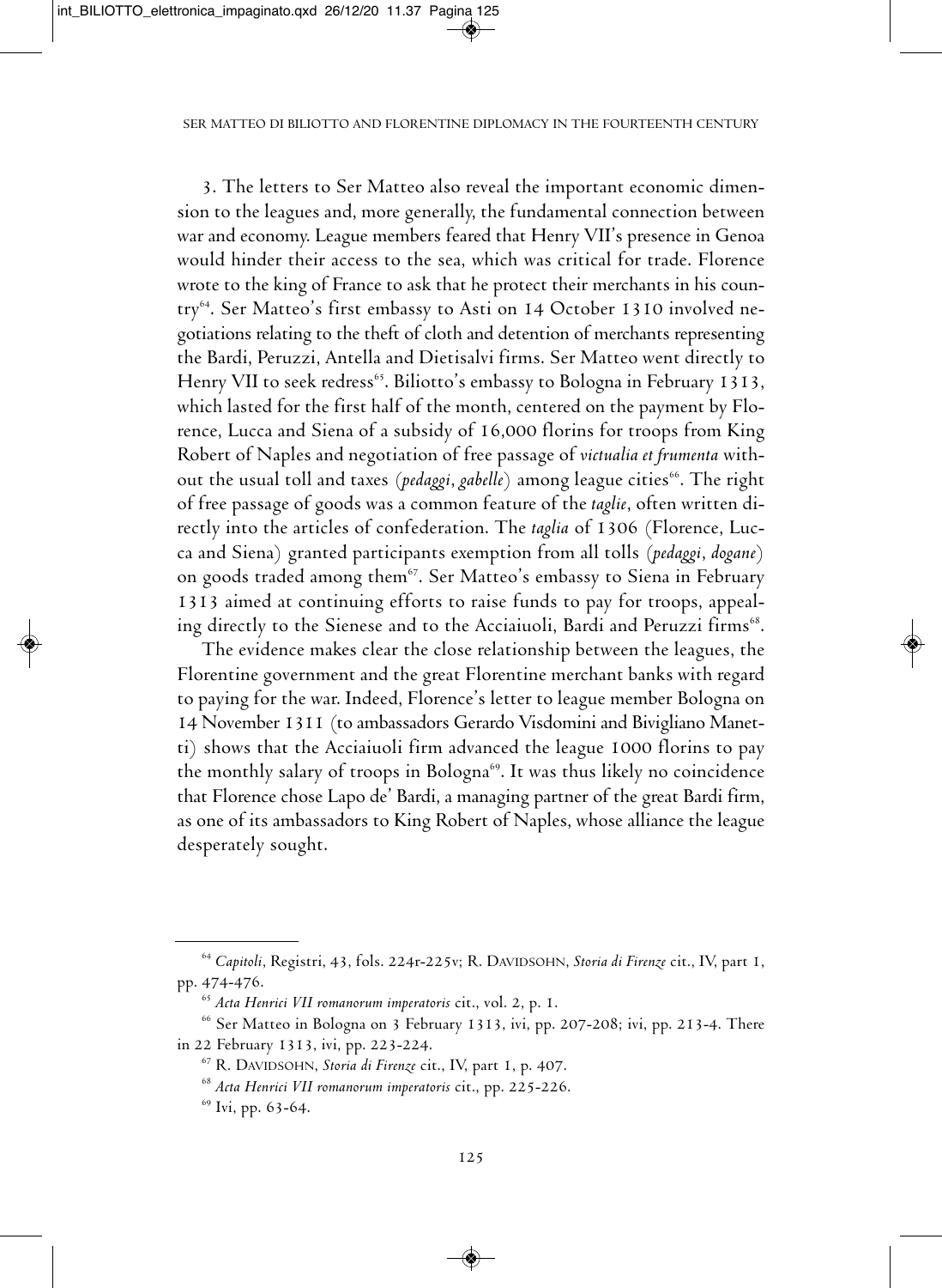3. The letters to Ser Matteo also reveal the important economic dimension to the leagues and, more generally, the fundamental connection between war and economy. League members feared that Henry VII's presence in Genoa would hinder their access to the sea, which was critical for trade. Florence wrote to the king of France to ask that he protect their merchants in his country[64]. Ser Matteo's first embassy to Asti on 14 October 1310 involved negotiations relating to the theft of cloth and detention of merchants representing the Bardi, Peruzzi, Antella and Dietisalvi firms. Ser Matteo went directly to Henry VII to seek redress[65]. Biliotto's embassy to Bologna in February 1313, which lasted for the first half of the month, centered on the payment by Florence, Lucca and Siena of a subsidy of 16,000 florins for troops from King Robert of Naples and negotiation of free passage of *victualia et frumenta* without the usual toll and taxes (*pedaggi*, *gabelle*) among league cities[66]. The right of free passage of goods was a common feature of the *taglie*, often written directly into the articles of confederation. The *taglia* of 1306 (Florence, Lucca and Siena) granted participants exemption from all tolls (*pedaggi*, *dogane*) on goods traded among them[67]. Ser Matteo's embassy to Siena in February 1313 aimed at continuing efforts to raise funds to pay for troops, appealing directly to the Sienese and to the Acciaiuoli, Bardi and Peruzzi firms[68].

The evidence makes clear the close relationship between the leagues, the Florentine government and the great Florentine merchant banks with regard to paying for the war. Indeed, Florence's letter to league member Bologna on 14 November 1311 (to ambassadors Gerardo Visdomini and Bivigliano Manetti) shows that the Acciaiuoli firm advanced the league 1000 florins to pay the monthly salary of troops in Bologna[69]. It was thus likely no coincidence that Florence chose Lapo de' Bardi, a managing partner of the great Bardi firm, as one of its ambassadors to King Robert of Naples, whose alliance the league desperately sought.

---

[64] *Capitoli*, Registri, 43, fols. 224r-225v; R. Davidsohn, *Storia di Firenze* cit., IV, part 1, pp. 474-476.

[65] *Acta Henrici VII romanorum imperatoris* cit., vol. 2, p. 1.

[66] Ser Matteo in Bologna on 3 February 1313, ivi, pp. 207-208; ivi, pp. 213-4. There in 22 February 1313, ivi, pp. 223-224.

[67] R. Davidsohn, *Storia di Firenze* cit., IV, part 1, p. 407.

[68] *Acta Henrici VII romanorum imperatoris* cit., pp. 225-226.

[69] Ivi, pp. 63-64.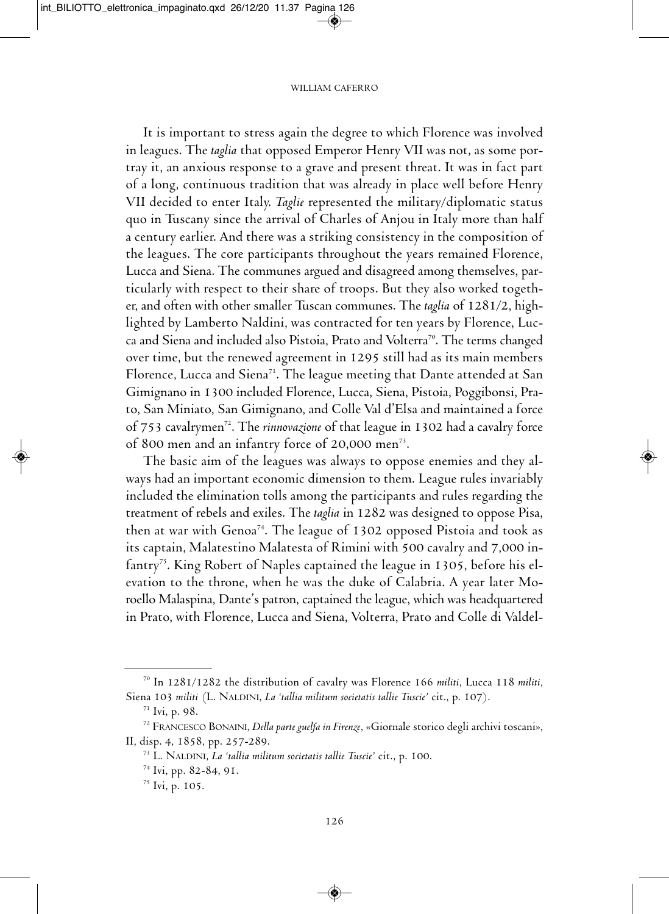It is important to stress again the degree to which Florence was involved in leagues. The *taglia* that opposed Emperor Henry VII was not, as some portray it, an anxious response to a grave and present threat. It was in fact part of a long, continuous tradition that was already in place well before Henry VII decided to enter Italy. *Taglie* represented the military/diplomatic status quo in Tuscany since the arrival of Charles of Anjou in Italy more than half a century earlier. And there was a striking consistency in the composition of the leagues. The core participants throughout the years remained Florence, Lucca and Siena. The communes argued and disagreed among themselves, particularly with respect to their share of troops. But they also worked together, and often with other smaller Tuscan communes. The *taglia* of 1281/2, highlighted by Lamberto Naldini, was contracted for ten years by Florence, Lucca and Siena and included also Pistoia, Prato and Volterra[70]. The terms changed over time, but the renewed agreement in 1295 still had as its main members Florence, Lucca and Siena[71]. The league meeting that Dante attended at San Gimignano in 1300 included Florence, Lucca, Siena, Pistoia, Poggibonsi, Prato, San Miniato, San Gimignano, and Colle Val d'Elsa and maintained a force of 753 cavalrymen[72]. The *rinnovazione* of that league in 1302 had a cavalry force of 800 men and an infantry force of 20,000 men[73].

The basic aim of the leagues was always to oppose enemies and they always had an important economic dimension to them. League rules invariably included the elimination tolls among the participants and rules regarding the treatment of rebels and exiles. The *taglia* in 1282 was designed to oppose Pisa, then at war with Genoa[74]. The league of 1302 opposed Pistoia and took as its captain, Malatestino Malatesta of Rimini with 500 cavalry and 7,000 infantry[75]. King Robert of Naples captained the league in 1305, before his elevation to the throne, when he was the duke of Calabria. A year later Moroello Malaspina, Dante's patron, captained the league, which was headquartered in Prato, with Florence, Lucca and Siena, Volterra, Prato and Colle di Valdel-

---

[70] In 1281/1282 the distribution of cavalry was Florence 166 *militi*, Lucca 118 *militi*, Siena 103 *militi* (L. Naldini, *La 'tallia militum societatis tallie Tuscie'* cit., p. 107).

[71] Ivi, p. 98.

[72] Francesco Bonaini, *Della parte guelfa in Firenze*, «Giornale storico degli archivi toscani», II, disp. 4, 1858, pp. 257-289.

[73] L. Naldini, *La 'tallia militum societatis tallie Tuscie'* cit., p. 100.

[74] Ivi, pp. 82-84, 91.

[75] Ivi, p. 105.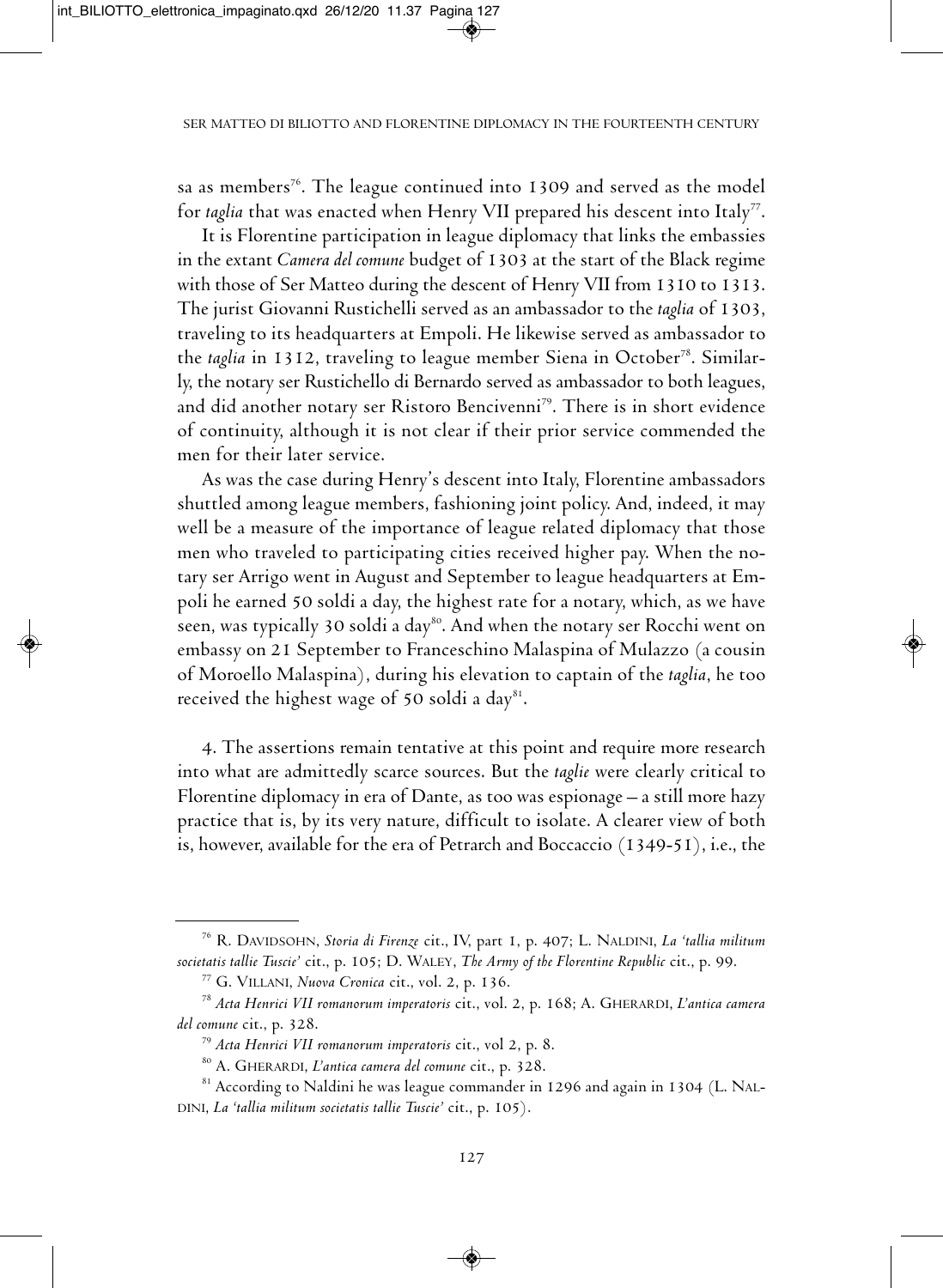sa as members[76]. The league continued into 1309 and served as the model for *taglia* that was enacted when Henry VII prepared his descent into Italy[77].

It is Florentine participation in league diplomacy that links the embassies in the extant *Camera del comune* budget of 1303 at the start of the Black regime with those of Ser Matteo during the descent of Henry VII from 1310 to 1313. The jurist Giovanni Rustichelli served as an ambassador to the *taglia* of 1303, traveling to its headquarters at Empoli. He likewise served as ambassador to the *taglia* in 1312, traveling to league member Siena in October[78]. Similarly, the notary ser Rustichello di Bernardo served as ambassador to both leagues, and did another notary ser Ristoro Bencivenni[79]. There is in short evidence of continuity, although it is not clear if their prior service commended the men for their later service.

As was the case during Henry's descent into Italy, Florentine ambassadors shuttled among league members, fashioning joint policy. And, indeed, it may well be a measure of the importance of league related diplomacy that those men who traveled to participating cities received higher pay. When the notary ser Arrigo went in August and September to league headquarters at Empoli he earned 50 soldi a day, the highest rate for a notary, which, as we have seen, was typically 30 soldi a day[80]. And when the notary ser Rocchi went on embassy on 21 September to Franceschino Malaspina of Mulazzo (a cousin of Moroello Malaspina), during his elevation to captain of the *taglia*, he too received the highest wage of 50 soldi a day[81].

4. The assertions remain tentative at this point and require more research into what are admittedly scarce sources. But the *taglie* were clearly critical to Florentine diplomacy in era of Dante, as too was espionage – a still more hazy practice that is, by its very nature, difficult to isolate. A clearer view of both is, however, available for the era of Petrarch and Boccaccio (1349-51), i.e., the

---

[76] R. Davidsohn, *Storia di Firenze* cit., IV, part 1, p. 407; L. Naldini, *La 'tallia militum societatis tallie Tuscie'* cit., p. 105; D. Waley, *The Army of the Florentine Republic* cit., p. 99.

[77] G. Villani, *Nuova Cronica* cit., vol. 2, p. 136.

[78] *Acta Henrici VII romanorum imperatoris* cit., vol. 2, p. 168; A. Gherardi, *L'antica camera del comune* cit., p. 328.

[79] *Acta Henrici VII romanorum imperatoris* cit., vol 2, p. 8.

[80] A. Gherardi, *L'antica camera del comune* cit., p. 328.

[81] According to Naldini he was league commander in 1296 and again in 1304 (L. Naldini, *La 'tallia militum societatis tallie Tuscie'* cit., p. 105).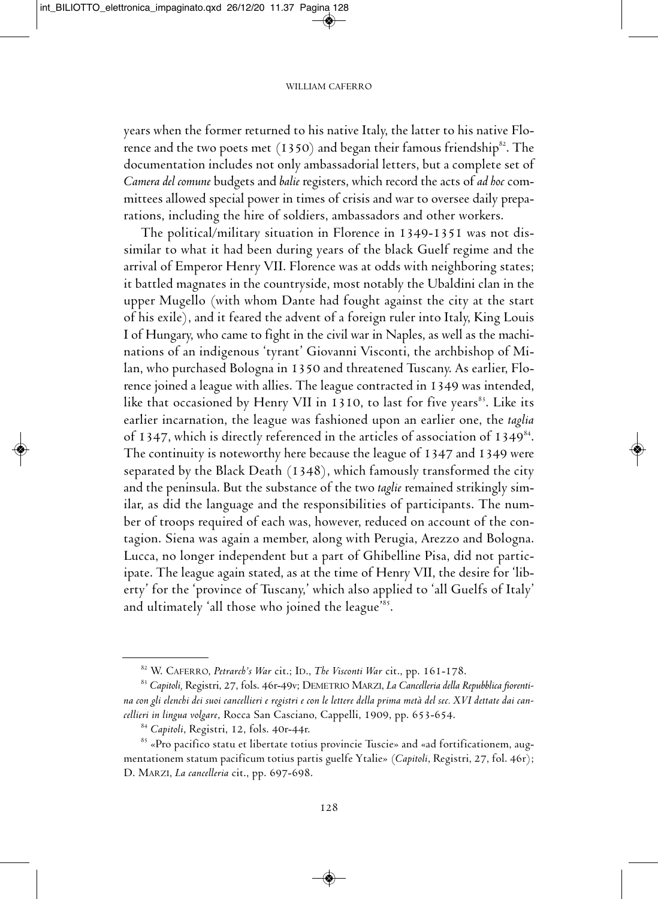years when the former returned to his native Italy, the latter to his native Florence and the two poets met (1350) and began their famous friendship[82]. The documentation includes not only ambassadorial letters, but a complete set of *Camera del comune* budgets and *balie* registers, which record the acts of *ad hoc* committees allowed special power in times of crisis and war to oversee daily preparations, including the hire of soldiers, ambassadors and other workers.

The political/military situation in Florence in 1349-1351 was not dissimilar to what it had been during years of the black Guelf regime and the arrival of Emperor Henry VII. Florence was at odds with neighboring states; it battled magnates in the countryside, most notably the Ubaldini clan in the upper Mugello (with whom Dante had fought against the city at the start of his exile), and it feared the advent of a foreign ruler into Italy, King Louis I of Hungary, who came to fight in the civil war in Naples, as well as the machinations of an indigenous 'tyrant' Giovanni Visconti, the archbishop of Milan, who purchased Bologna in 1350 and threatened Tuscany. As earlier, Florence joined a league with allies. The league contracted in 1349 was intended, like that occasioned by Henry VII in 1310, to last for five years[83]. Like its earlier incarnation, the league was fashioned upon an earlier one, the *taglia* of 1347, which is directly referenced in the articles of association of 1349[84]. The continuity is noteworthy here because the league of 1347 and 1349 were separated by the Black Death (1348), which famously transformed the city and the peninsula. But the substance of the two *taglie* remained strikingly similar, as did the language and the responsibilities of participants. The number of troops required of each was, however, reduced on account of the contagion. Siena was again a member, along with Perugia, Arezzo and Bologna. Lucca, no longer independent but a part of Ghibelline Pisa, did not participate. The league again stated, as at the time of Henry VII, the desire for 'liberty' for the 'province of Tuscany,' which also applied to 'all Guelfs of Italy' and ultimately 'all those who joined the league'[85].

---

[82] W. Caferro, *Petrarch's War* cit.; Id., *The Visconti War* cit., pp. 161-178.

[83] *Capitoli*, Registri, 27, fols. 46r-49v; Demetrio Marzi, *La Cancelleria della Repubblica fiorentina con gli elenchi dei suoi cancellieri e registri e con le lettere della prima metà del sec. XVI dettate dai cancellieri in lingua volgare*, Rocca San Casciano, Cappelli, 1909, pp. 653-654.

[84] *Capitoli*, Registri, 12, fols. 40r-44r.

[85] «Pro pacifico statu et libertate totius provincie Tuscie» and «ad fortificationem, augmentationem statum pacificum totius partis guelfe Ytalie» (*Capitoli*, Registri, 27, fol. 46r); D. Marzi, *La cancelleria* cit., pp. 697-698.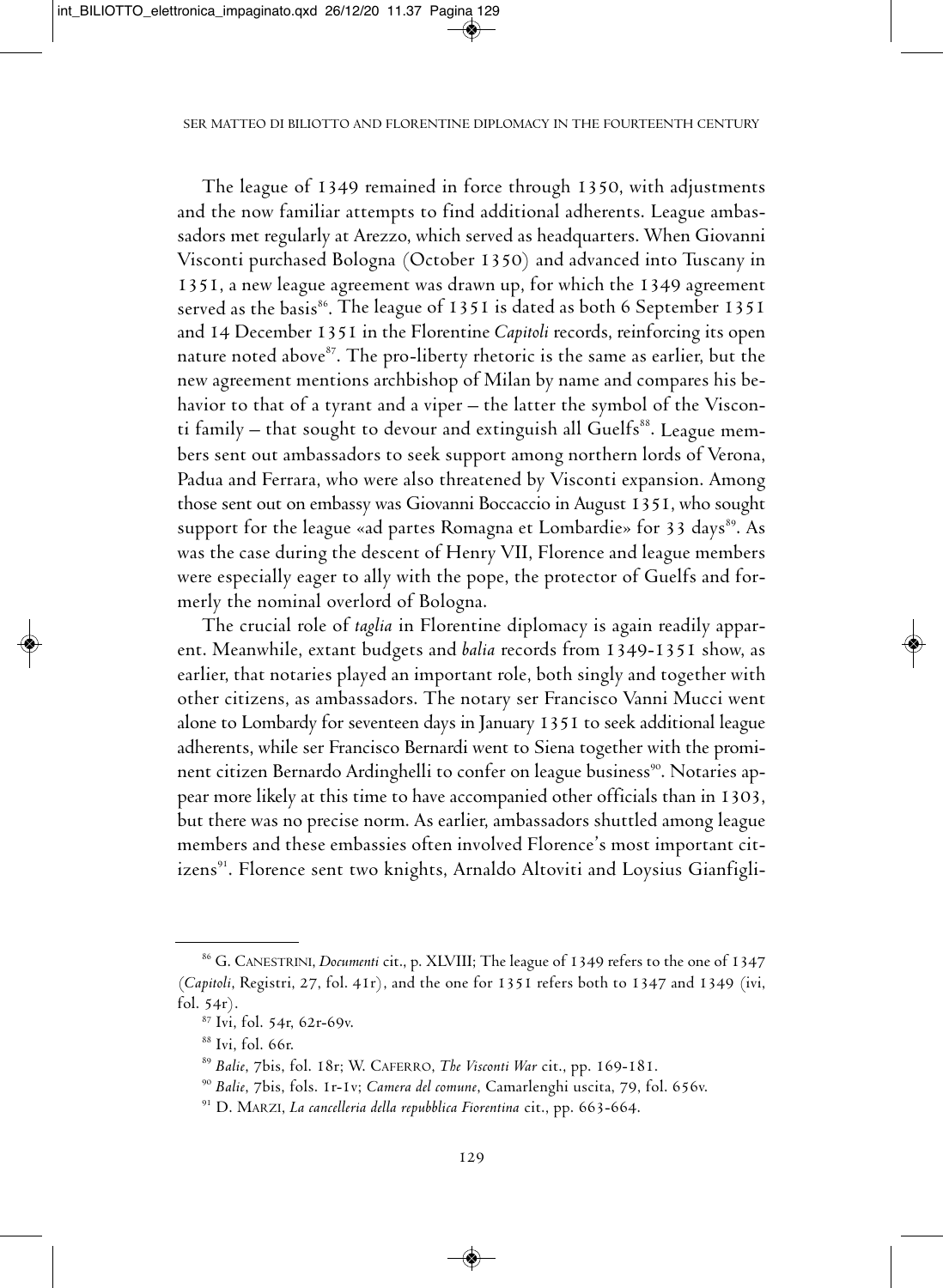The league of 1349 remained in force through 1350, with adjustments and the now familiar attempts to find additional adherents. League ambassadors met regularly at Arezzo, which served as headquarters. When Giovanni Visconti purchased Bologna (October 1350) and advanced into Tuscany in 1351, a new league agreement was drawn up, for which the 1349 agreement served as the basis[86]. The league of 1351 is dated as both 6 September 1351 and 14 December 1351 in the Florentine *Capitoli* records, reinforcing its open nature noted above[87]. The pro-liberty rhetoric is the same as earlier, but the new agreement mentions archbishop of Milan by name and compares his behavior to that of a tyrant and a viper – the latter the symbol of the Visconti family – that sought to devour and extinguish all Guelfs[88]. League members sent out ambassadors to seek support among northern lords of Verona, Padua and Ferrara, who were also threatened by Visconti expansion. Among those sent out on embassy was Giovanni Boccaccio in August 1351, who sought support for the league «ad partes Romagna et Lombardie» for 33 days[89]. As was the case during the descent of Henry VII, Florence and league members were especially eager to ally with the pope, the protector of Guelfs and formerly the nominal overlord of Bologna.

The crucial role of *taglia* in Florentine diplomacy is again readily apparent. Meanwhile, extant budgets and *balia* records from 1349-1351 show, as earlier, that notaries played an important role, both singly and together with other citizens, as ambassadors. The notary ser Francisco Vanni Mucci went alone to Lombardy for seventeen days in January 1351 to seek additional league adherents, while ser Francisco Bernardi went to Siena together with the prominent citizen Bernardo Ardinghelli to confer on league business[90]. Notaries appear more likely at this time to have accompanied other officials than in 1303, but there was no precise norm. As earlier, ambassadors shuttled among league members and these embassies often involved Florence's most important citizens[91]. Florence sent two knights, Arnaldo Altoviti and Loysius Gianfigli-

---

[86] G. Canestrini, *Documenti* cit., p. XLVIII; The league of 1349 refers to the one of 1347 (*Capitoli*, Registri, 27, fol. 41r), and the one for 1351 refers both to 1347 and 1349 (ivi, fol. 54r).

[87] Ivi, fol. 54r, 62r-69v.

[88] Ivi, fol. 66r.

[89] *Balie*, 7bis, fol. 18r; W. Caferro, *The Visconti War* cit., pp. 169-181.

[90] *Balie*, 7bis, fols. 1r-1v; *Camera del comune*, Camarlenghi uscita, 79, fol. 656v.

[91] D. Marzi, *La cancelleria della repubblica Fiorentina* cit., pp. 663-664.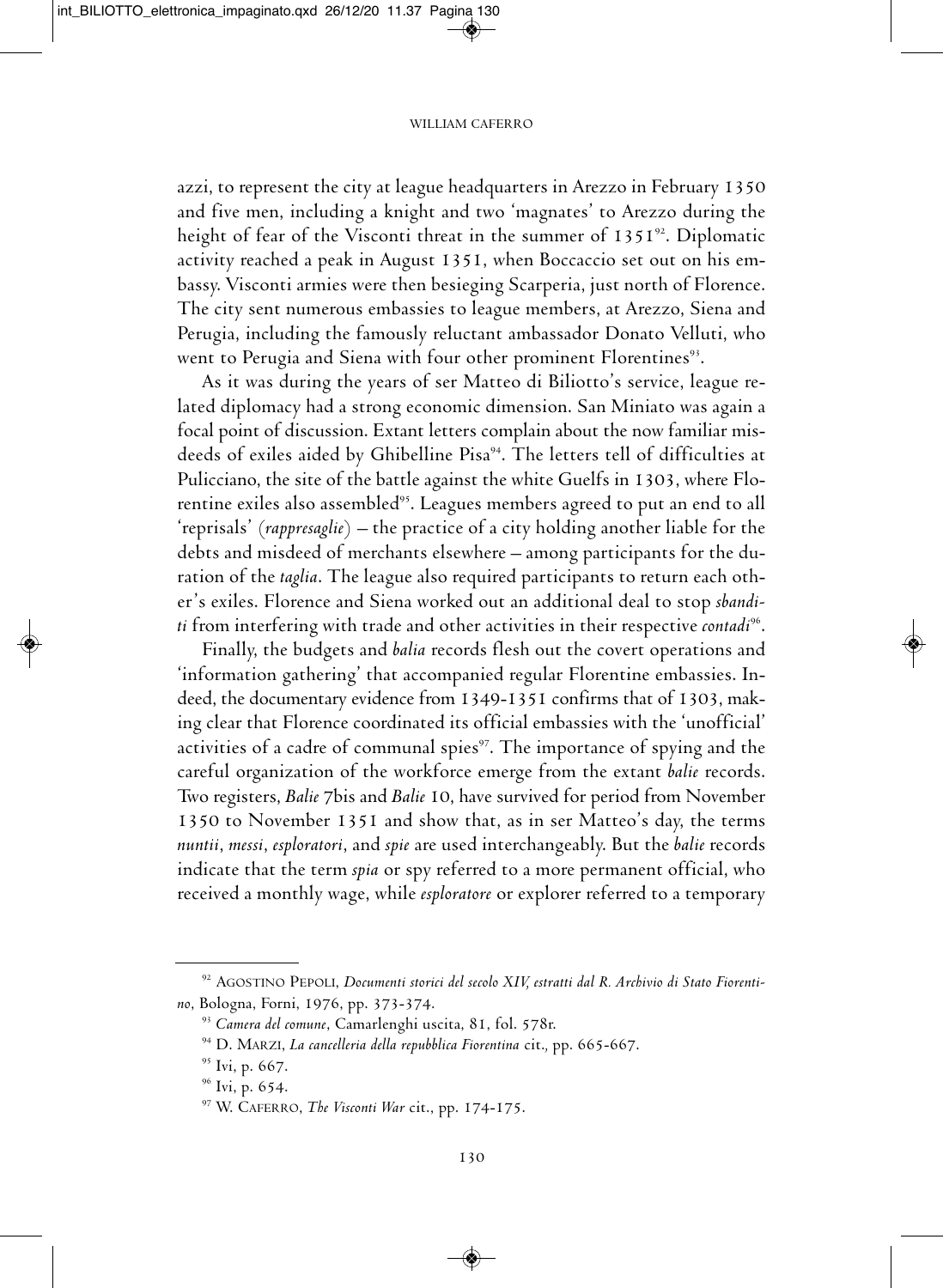azzi, to represent the city at league headquarters in Arezzo in February 1350 and five men, including a knight and two 'magnates' to Arezzo during the height of fear of the Visconti threat in the summer of 1351[92]. Diplomatic activity reached a peak in August 1351, when Boccaccio set out on his embassy. Visconti armies were then besieging Scarperia, just north of Florence. The city sent numerous embassies to league members, at Arezzo, Siena and Perugia, including the famously reluctant ambassador Donato Velluti, who went to Perugia and Siena with four other prominent Florentines[93].

As it was during the years of ser Matteo di Biliotto's service, league related diplomacy had a strong economic dimension. San Miniato was again a focal point of discussion. Extant letters complain about the now familiar misdeeds of exiles aided by Ghibelline Pisa[94]. The letters tell of difficulties at Pulicciano, the site of the battle against the white Guelfs in 1303, where Florentine exiles also assembled[95]. Leagues members agreed to put an end to all 'reprisals' (*rappresaglie*) – the practice of a city holding another liable for the debts and misdeed of merchants elsewhere – among participants for the duration of the *taglia*. The league also required participants to return each other's exiles. Florence and Siena worked out an additional deal to stop *sbanditi* from interfering with trade and other activities in their respective *contadi*[96].

Finally, the budgets and *balia* records flesh out the covert operations and 'information gathering' that accompanied regular Florentine embassies. Indeed, the documentary evidence from 1349-1351 confirms that of 1303, making clear that Florence coordinated its official embassies with the 'unofficial' activities of a cadre of communal spies[97]. The importance of spying and the careful organization of the workforce emerge from the extant *balie* records. Two registers, *Balie* 7bis and *Balie* 10, have survived for period from November 1350 to November 1351 and show that, as in ser Matteo's day, the terms *nuntii*, *messi*, *esploratori*, and *spie* are used interchangeably. But the *balie* records indicate that the term *spia* or spy referred to a more permanent official, who received a monthly wage, while *esploratore* or explorer referred to a temporary

---

[92] Agostino Pepoli, *Documenti storici del secolo XIV, estratti dal R. Archivio di Stato Fiorentino*, Bologna, Forni, 1976, pp. 373-374.

[93] *Camera del comune*, Camarlenghi uscita, 81, fol. 578r.

[94] D. Marzi, *La cancelleria della repubblica Fiorentina* cit., pp. 665-667.

[95] Ivi, p. 667.

[96] Ivi, p. 654.

[97] W. Caferro, *The Visconti War* cit., pp. 174-175.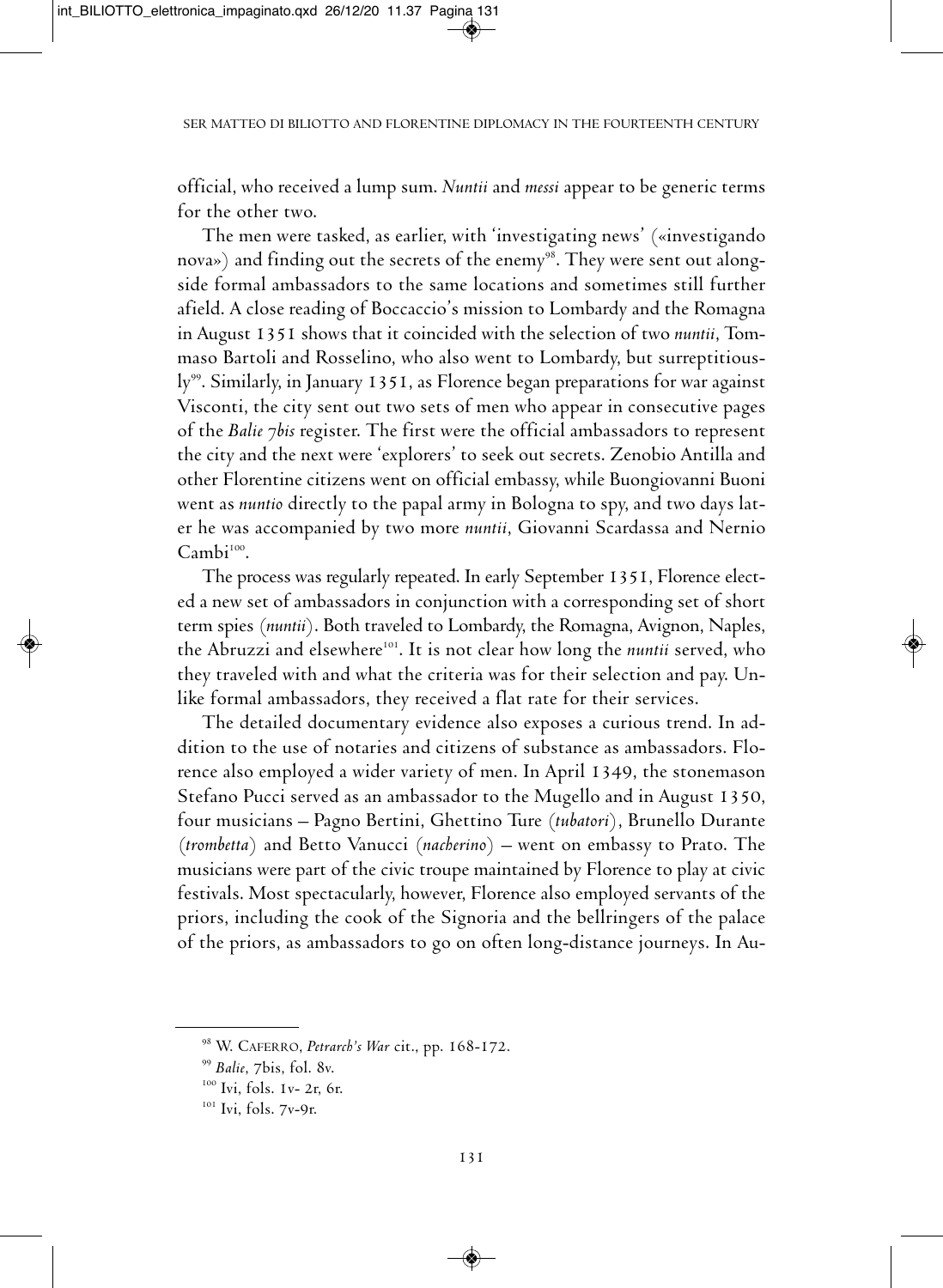official, who received a lump sum. *Nuntii* and *messi* appear to be generic terms for the other two.

The men were tasked, as earlier, with 'investigating news' («investigando nova») and finding out the secrets of the enemy[98]. They were sent out alongside formal ambassadors to the same locations and sometimes still further afield. A close reading of Boccaccio's mission to Lombardy and the Romagna in August 1351 shows that it coincided with the selection of two *nuntii*, Tommaso Bartoli and Rosselino, who also went to Lombardy, but surreptitiously[99]. Similarly, in January 1351, as Florence began preparations for war against Visconti, the city sent out two sets of men who appear in consecutive pages of the *Balie 7bis* register. The first were the official ambassadors to represent the city and the next were 'explorers' to seek out secrets. Zenobio Antilla and other Florentine citizens went on official embassy, while Buongiovanni Buoni went as *nuntio* directly to the papal army in Bologna to spy, and two days later he was accompanied by two more *nuntii*, Giovanni Scardassa and Nernio Cambi[100].

The process was regularly repeated. In early September 1351, Florence elected a new set of ambassadors in conjunction with a corresponding set of short term spies (*nuntii*). Both traveled to Lombardy, the Romagna, Avignon, Naples, the Abruzzi and elsewhere[101]. It is not clear how long the *nuntii* served, who they traveled with and what the criteria was for their selection and pay. Unlike formal ambassadors, they received a flat rate for their services.

The detailed documentary evidence also exposes a curious trend. In addition to the use of notaries and citizens of substance as ambassadors. Florence also employed a wider variety of men. In April 1349, the stonemason Stefano Pucci served as an ambassador to the Mugello and in August 1350, four musicians – Pagno Bertini, Ghettino Ture (*tubatori*), Brunello Durante (*trombetta*) and Betto Vanucci (*nacherino*) – went on embassy to Prato. The musicians were part of the civic troupe maintained by Florence to play at civic festivals. Most spectacularly, however, Florence also employed servants of the priors, including the cook of the Signoria and the bellringers of the palace of the priors, as ambassadors to go on often long-distance journeys. In Au-

---

[98] W. Caferro, *Petrarch's War* cit., pp. 168-172.

[99] *Balie*, 7bis, fol. 8v.

[100] Ivi, fols. 1v- 2r, 6r.

[101] Ivi, fols. 7v-9r.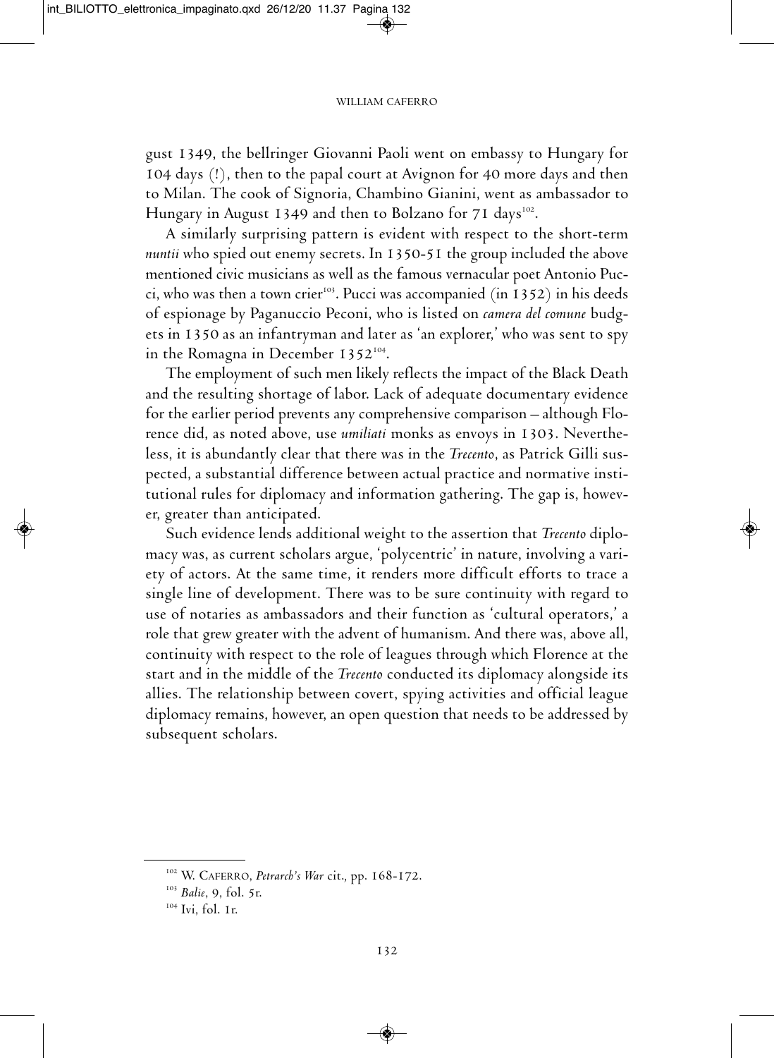gust 1349, the bellringer Giovanni Paoli went on embassy to Hungary for 104 days (!), then to the papal court at Avignon for 40 more days and then to Milan. The cook of Signoria, Chambino Gianini, went as ambassador to Hungary in August 1349 and then to Bolzano for 71 days[102].

A similarly surprising pattern is evident with respect to the short-term *nuntii* who spied out enemy secrets. In 1350-51 the group included the above mentioned civic musicians as well as the famous vernacular poet Antonio Pucci, who was then a town crier[103]. Pucci was accompanied (in 1352) in his deeds of espionage by Paganuccio Peconi, who is listed on *camera del comune* budgets in 1350 as an infantryman and later as 'an explorer,' who was sent to spy in the Romagna in December 1352[104].

The employment of such men likely reflects the impact of the Black Death and the resulting shortage of labor. Lack of adequate documentary evidence for the earlier period prevents any comprehensive comparison – although Florence did, as noted above, use *umiliati* monks as envoys in 1303. Nevertheless, it is abundantly clear that there was in the *Trecento*, as Patrick Gilli suspected, a substantial difference between actual practice and normative institutional rules for diplomacy and information gathering. The gap is, however, greater than anticipated.

Such evidence lends additional weight to the assertion that *Trecento* diplomacy was, as current scholars argue, 'polycentric' in nature, involving a variety of actors. At the same time, it renders more difficult efforts to trace a single line of development. There was to be sure continuity with regard to use of notaries as ambassadors and their function as 'cultural operators,' a role that grew greater with the advent of humanism. And there was, above all, continuity with respect to the role of leagues through which Florence at the start and in the middle of the *Trecento* conducted its diplomacy alongside its allies. The relationship between covert, spying activities and official league diplomacy remains, however, an open question that needs to be addressed by subsequent scholars.

---

[102] W. Caferro, *Petrarch's War* cit., pp. 168-172.

[103] *Balie*, 9, fol. 5r.

[104] Ivi, fol. 1r.